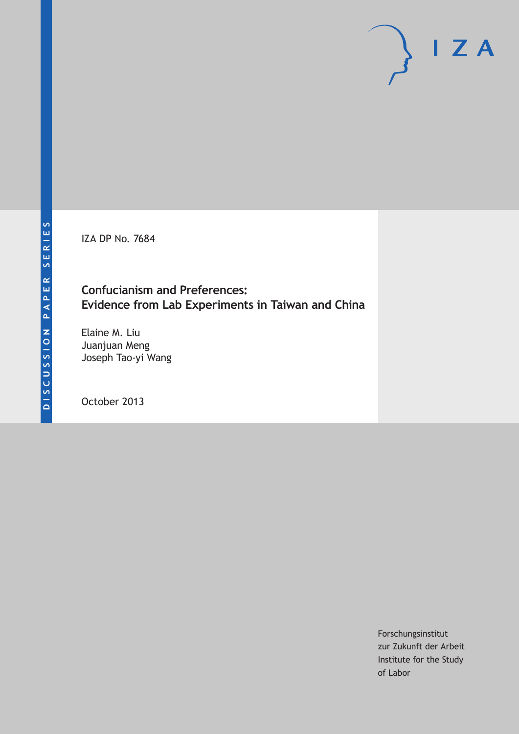DISCUSSION PAPER SERIES

IZA

IZA DP No. 7684

# Confucianism and Preferences: Evidence from Lab Experiments in Taiwan and China

Elaine M. Liu
Juanjuan Meng
Joseph Tao-yi Wang

October 2013

Forschungsinstitut
zur Zukunft der Arbeit
Institute for the Study
of Labor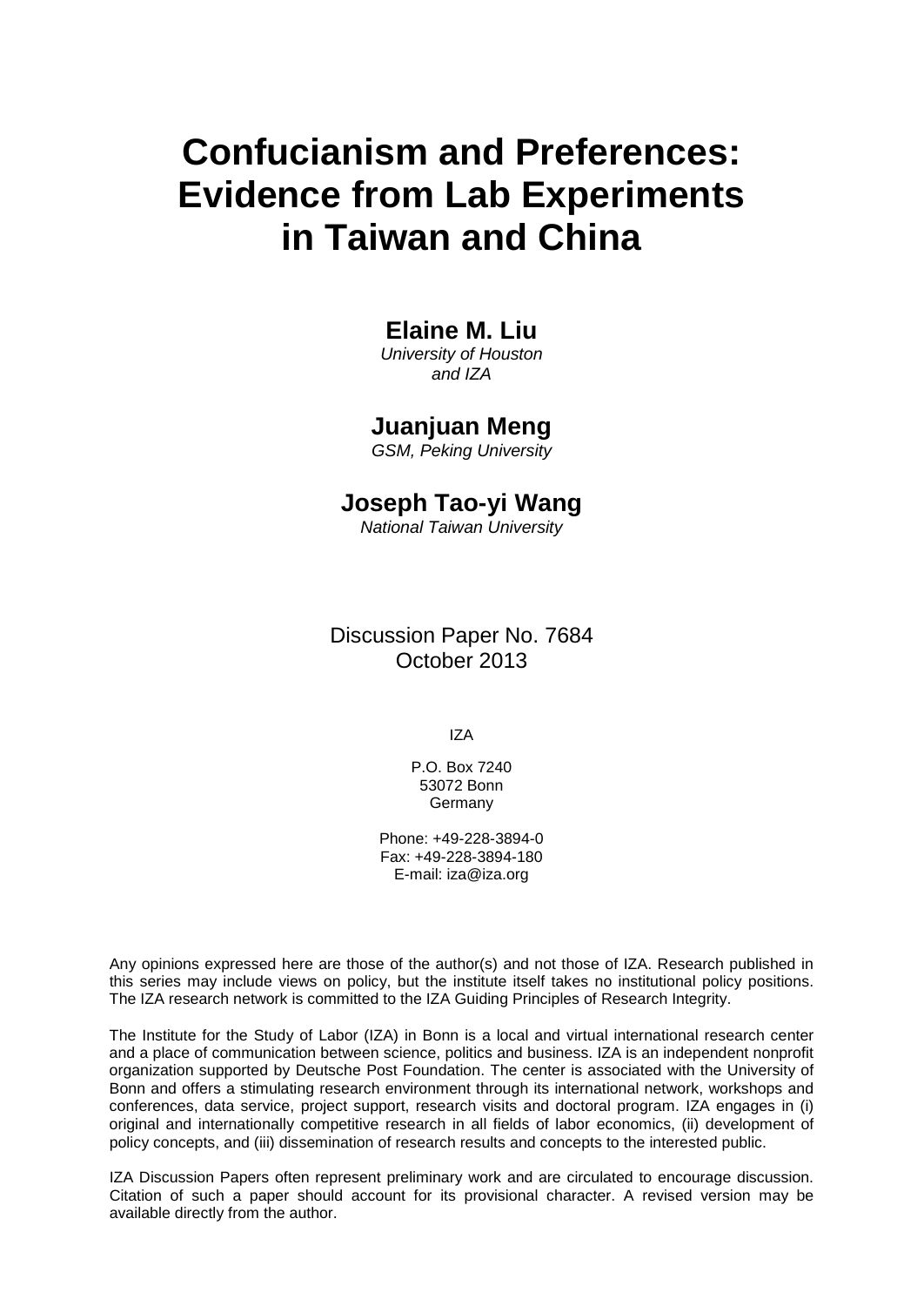# Confucianism and Preferences: Evidence from Lab Experiments in Taiwan and China

**Elaine M. Liu**
*University of Houston and IZA*

**Juanjuan Meng**
*GSM, Peking University*

**Joseph Tao-yi Wang**
*National Taiwan University*

Discussion Paper No. 7684
October 2013

IZA

P.O. Box 7240
53072 Bonn
Germany

Phone: +49-228-3894-0
Fax: +49-228-3894-180
E-mail: iza@iza.org

Any opinions expressed here are those of the author(s) and not those of IZA. Research published in this series may include views on policy, but the institute itself takes no institutional policy positions. The IZA research network is committed to the IZA Guiding Principles of Research Integrity.

The Institute for the Study of Labor (IZA) in Bonn is a local and virtual international research center and a place of communication between science, politics and business. IZA is an independent nonprofit organization supported by Deutsche Post Foundation. The center is associated with the University of Bonn and offers a stimulating research environment through its international network, workshops and conferences, data service, project support, research visits and doctoral program. IZA engages in (i) original and internationally competitive research in all fields of labor economics, (ii) development of policy concepts, and (iii) dissemination of research results and concepts to the interested public.

IZA Discussion Papers often represent preliminary work and are circulated to encourage discussion. Citation of such a paper should account for its provisional character. A revised version may be available directly from the author.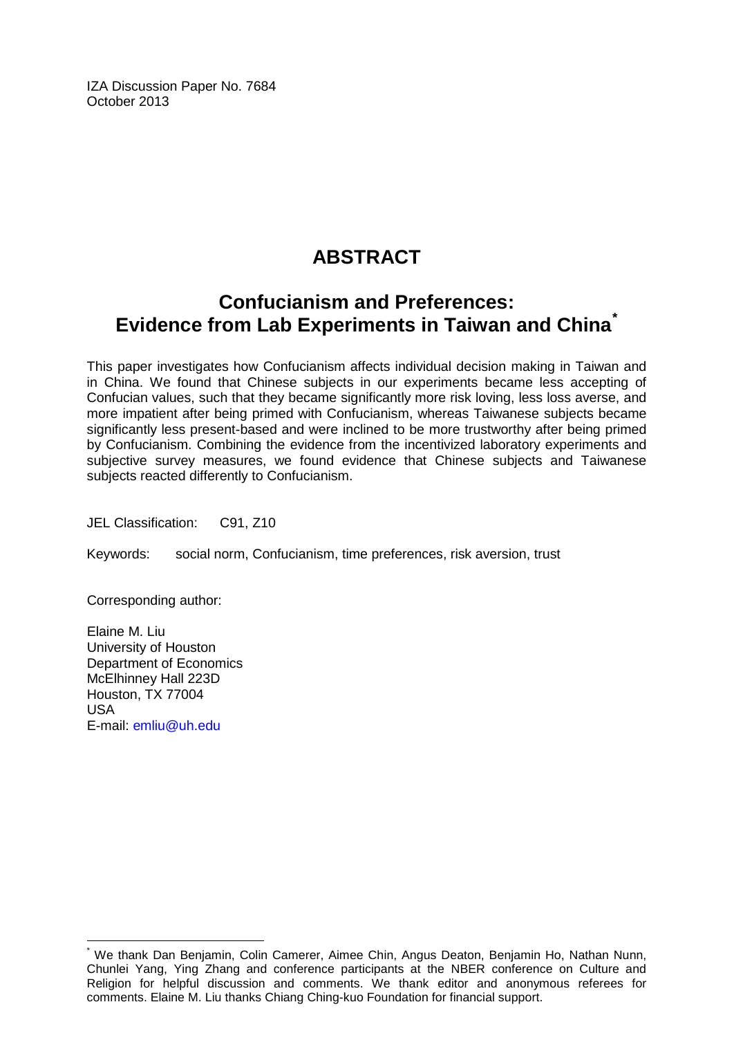IZA Discussion Paper No. 7684
October 2013

# ABSTRACT

## Confucianism and Preferences: Evidence from Lab Experiments in Taiwan and China[*]

This paper investigates how Confucianism affects individual decision making in Taiwan and in China. We found that Chinese subjects in our experiments became less accepting of Confucian values, such that they became significantly more risk loving, less loss averse, and more impatient after being primed with Confucianism, whereas Taiwanese subjects became significantly less present-based and were inclined to be more trustworthy after being primed by Confucianism. Combining the evidence from the incentivized laboratory experiments and subjective survey measures, we found evidence that Chinese subjects and Taiwanese subjects reacted differently to Confucianism.

JEL Classification: C91, Z10

Keywords: social norm, Confucianism, time preferences, risk aversion, trust

Corresponding author:

Elaine M. Liu
University of Houston
Department of Economics
McElhinney Hall 223D
Houston, TX 77004
USA
E-mail: emliu@uh.edu

[*] We thank Dan Benjamin, Colin Camerer, Aimee Chin, Angus Deaton, Benjamin Ho, Nathan Nunn, Chunlei Yang, Ying Zhang and conference participants at the NBER conference on Culture and Religion for helpful discussion and comments. We thank editor and anonymous referees for comments. Elaine M. Liu thanks Chiang Ching-kuo Foundation for financial support.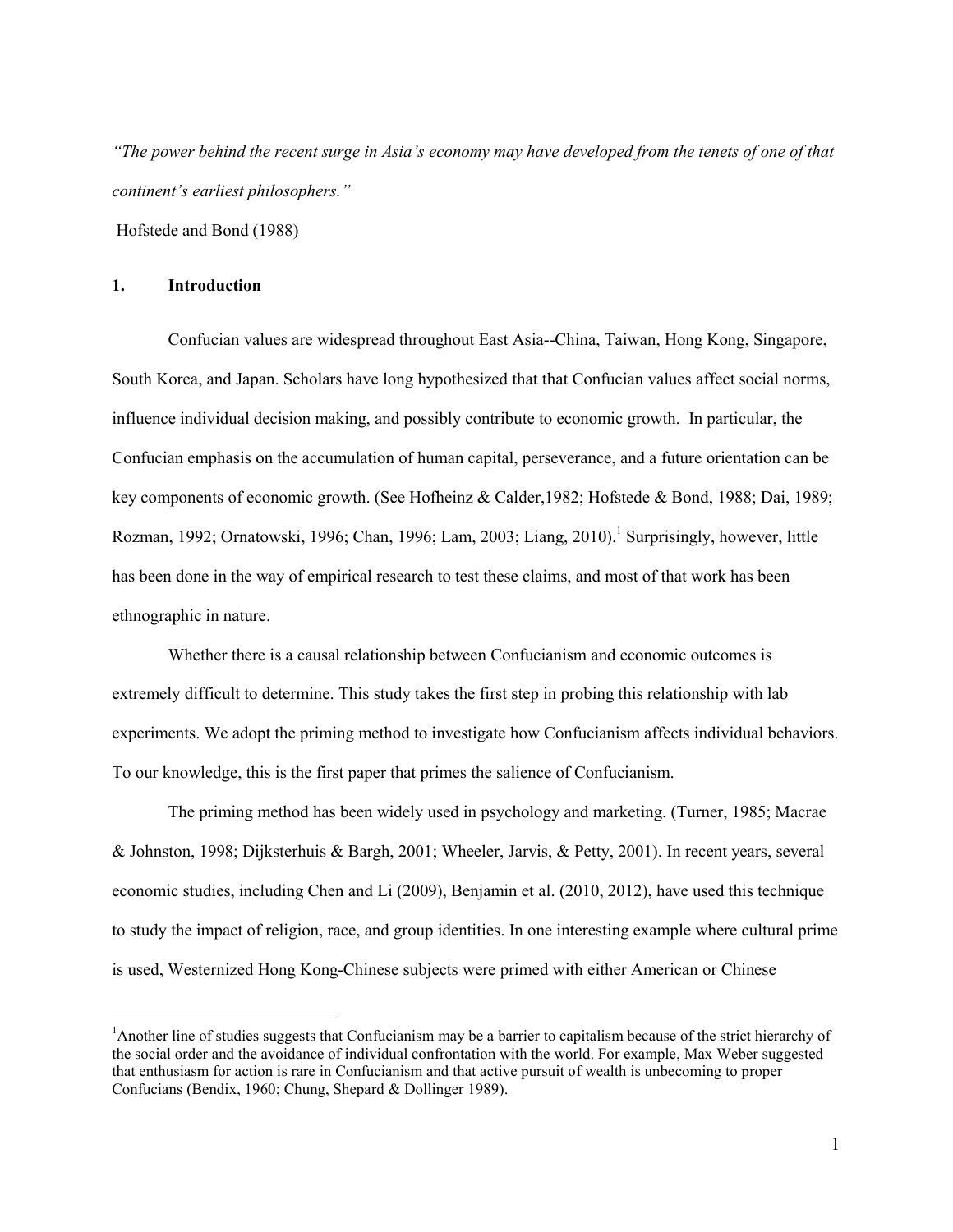*"The power behind the recent surge in Asia's economy may have developed from the tenets of one of that continent's earliest philosophers."*

Hofstede and Bond (1988)

## 1. Introduction

Confucian values are widespread throughout East Asia--China, Taiwan, Hong Kong, Singapore, South Korea, and Japan. Scholars have long hypothesized that that Confucian values affect social norms, influence individual decision making, and possibly contribute to economic growth. In particular, the Confucian emphasis on the accumulation of human capital, perseverance, and a future orientation can be key components of economic growth. (See Hofheinz & Calder,1982; Hofstede & Bond, 1988; Dai, 1989; Rozman, 1992; Ornatowski, 1996; Chan, 1996; Lam, 2003; Liang, 2010).[1] Surprisingly, however, little has been done in the way of empirical research to test these claims, and most of that work has been ethnographic in nature.

Whether there is a causal relationship between Confucianism and economic outcomes is extremely difficult to determine. This study takes the first step in probing this relationship with lab experiments. We adopt the priming method to investigate how Confucianism affects individual behaviors. To our knowledge, this is the first paper that primes the salience of Confucianism.

The priming method has been widely used in psychology and marketing. (Turner, 1985; Macrae & Johnston, 1998; Dijksterhuis & Bargh, 2001; Wheeler, Jarvis, & Petty, 2001). In recent years, several economic studies, including Chen and Li (2009), Benjamin et al. (2010, 2012), have used this technique to study the impact of religion, race, and group identities. In one interesting example where cultural prime is used, Westernized Hong Kong-Chinese subjects were primed with either American or Chinese

[1]Another line of studies suggests that Confucianism may be a barrier to capitalism because of the strict hierarchy of the social order and the avoidance of individual confrontation with the world. For example, Max Weber suggested that enthusiasm for action is rare in Confucianism and that active pursuit of wealth is unbecoming to proper Confucians (Bendix, 1960; Chung, Shepard & Dollinger 1989).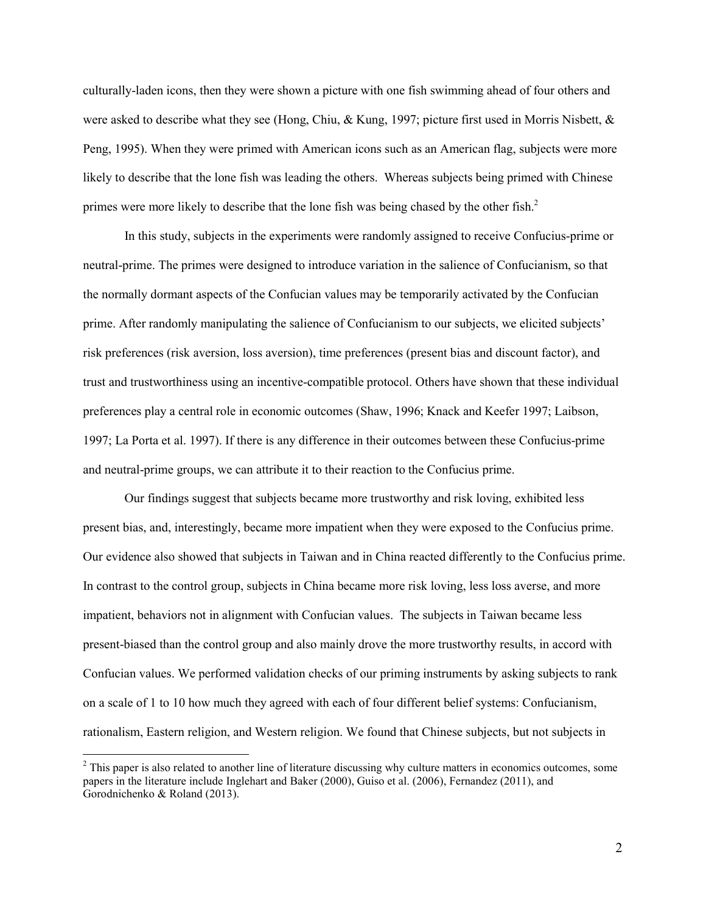culturally-laden icons, then they were shown a picture with one fish swimming ahead of four others and were asked to describe what they see (Hong, Chiu, & Kung, 1997; picture first used in Morris Nisbett, & Peng, 1995). When they were primed with American icons such as an American flag, subjects were more likely to describe that the lone fish was leading the others. Whereas subjects being primed with Chinese primes were more likely to describe that the lone fish was being chased by the other fish.[2]

In this study, subjects in the experiments were randomly assigned to receive Confucius-prime or neutral-prime. The primes were designed to introduce variation in the salience of Confucianism, so that the normally dormant aspects of the Confucian values may be temporarily activated by the Confucian prime. After randomly manipulating the salience of Confucianism to our subjects, we elicited subjects' risk preferences (risk aversion, loss aversion), time preferences (present bias and discount factor), and trust and trustworthiness using an incentive-compatible protocol. Others have shown that these individual preferences play a central role in economic outcomes (Shaw, 1996; Knack and Keefer 1997; Laibson, 1997; La Porta et al. 1997). If there is any difference in their outcomes between these Confucius-prime and neutral-prime groups, we can attribute it to their reaction to the Confucius prime.

Our findings suggest that subjects became more trustworthy and risk loving, exhibited less present bias, and, interestingly, became more impatient when they were exposed to the Confucius prime. Our evidence also showed that subjects in Taiwan and in China reacted differently to the Confucius prime. In contrast to the control group, subjects in China became more risk loving, less loss averse, and more impatient, behaviors not in alignment with Confucian values. The subjects in Taiwan became less present-biased than the control group and also mainly drove the more trustworthy results, in accord with Confucian values. We performed validation checks of our priming instruments by asking subjects to rank on a scale of 1 to 10 how much they agreed with each of four different belief systems: Confucianism, rationalism, Eastern religion, and Western religion. We found that Chinese subjects, but not subjects in

[2] This paper is also related to another line of literature discussing why culture matters in economics outcomes, some papers in the literature include Inglehart and Baker (2000), Guiso et al. (2006), Fernandez (2011), and Gorodnichenko & Roland (2013).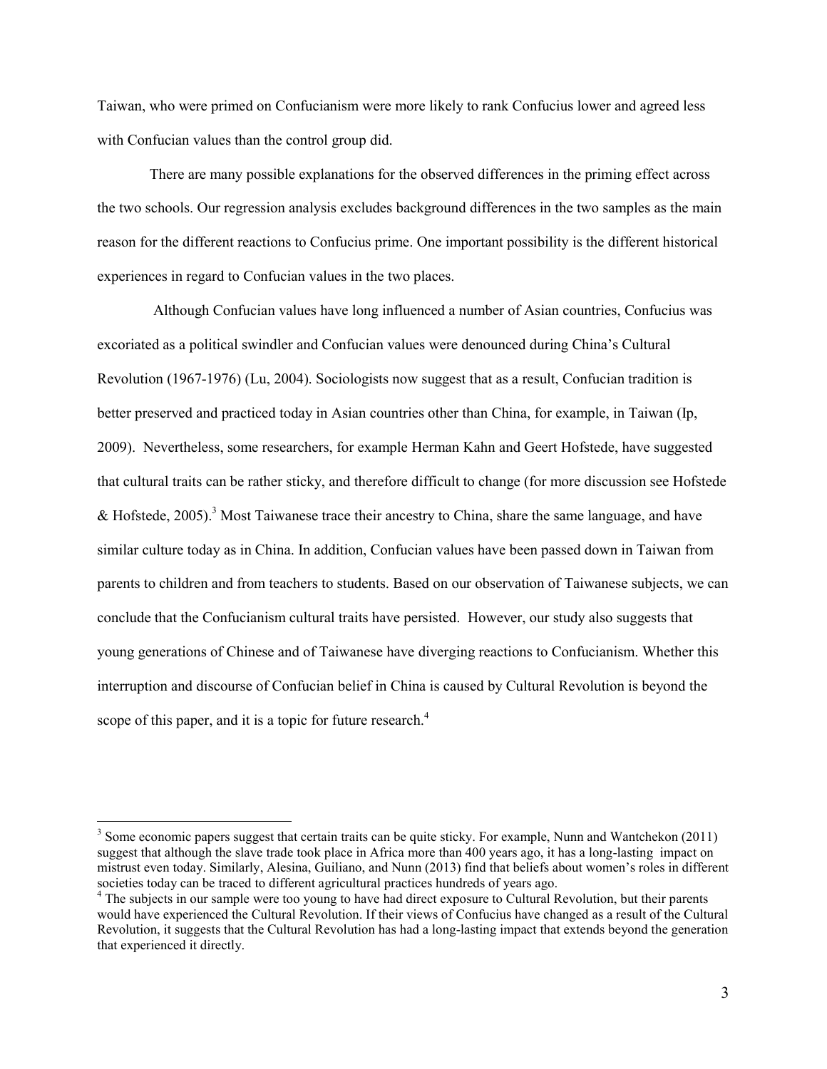Taiwan, who were primed on Confucianism were more likely to rank Confucius lower and agreed less with Confucian values than the control group did.

There are many possible explanations for the observed differences in the priming effect across the two schools. Our regression analysis excludes background differences in the two samples as the main reason for the different reactions to Confucius prime. One important possibility is the different historical experiences in regard to Confucian values in the two places.

Although Confucian values have long influenced a number of Asian countries, Confucius was excoriated as a political swindler and Confucian values were denounced during China's Cultural Revolution (1967-1976) (Lu, 2004). Sociologists now suggest that as a result, Confucian tradition is better preserved and practiced today in Asian countries other than China, for example, in Taiwan (Ip, 2009). Nevertheless, some researchers, for example Herman Kahn and Geert Hofstede, have suggested that cultural traits can be rather sticky, and therefore difficult to change (for more discussion see Hofstede & Hofstede, 2005).[3] Most Taiwanese trace their ancestry to China, share the same language, and have similar culture today as in China. In addition, Confucian values have been passed down in Taiwan from parents to children and from teachers to students. Based on our observation of Taiwanese subjects, we can conclude that the Confucianism cultural traits have persisted. However, our study also suggests that young generations of Chinese and of Taiwanese have diverging reactions to Confucianism. Whether this interruption and discourse of Confucian belief in China is caused by Cultural Revolution is beyond the scope of this paper, and it is a topic for future research.[4]

---

[3] Some economic papers suggest that certain traits can be quite sticky. For example, Nunn and Wantchekon (2011) suggest that although the slave trade took place in Africa more than 400 years ago, it has a long-lasting impact on mistrust even today. Similarly, Alesina, Guiliano, and Nunn (2013) find that beliefs about women's roles in different societies today can be traced to different agricultural practices hundreds of years ago.

[4] The subjects in our sample were too young to have had direct exposure to Cultural Revolution, but their parents would have experienced the Cultural Revolution. If their views of Confucius have changed as a result of the Cultural Revolution, it suggests that the Cultural Revolution has had a long-lasting impact that extends beyond the generation that experienced it directly.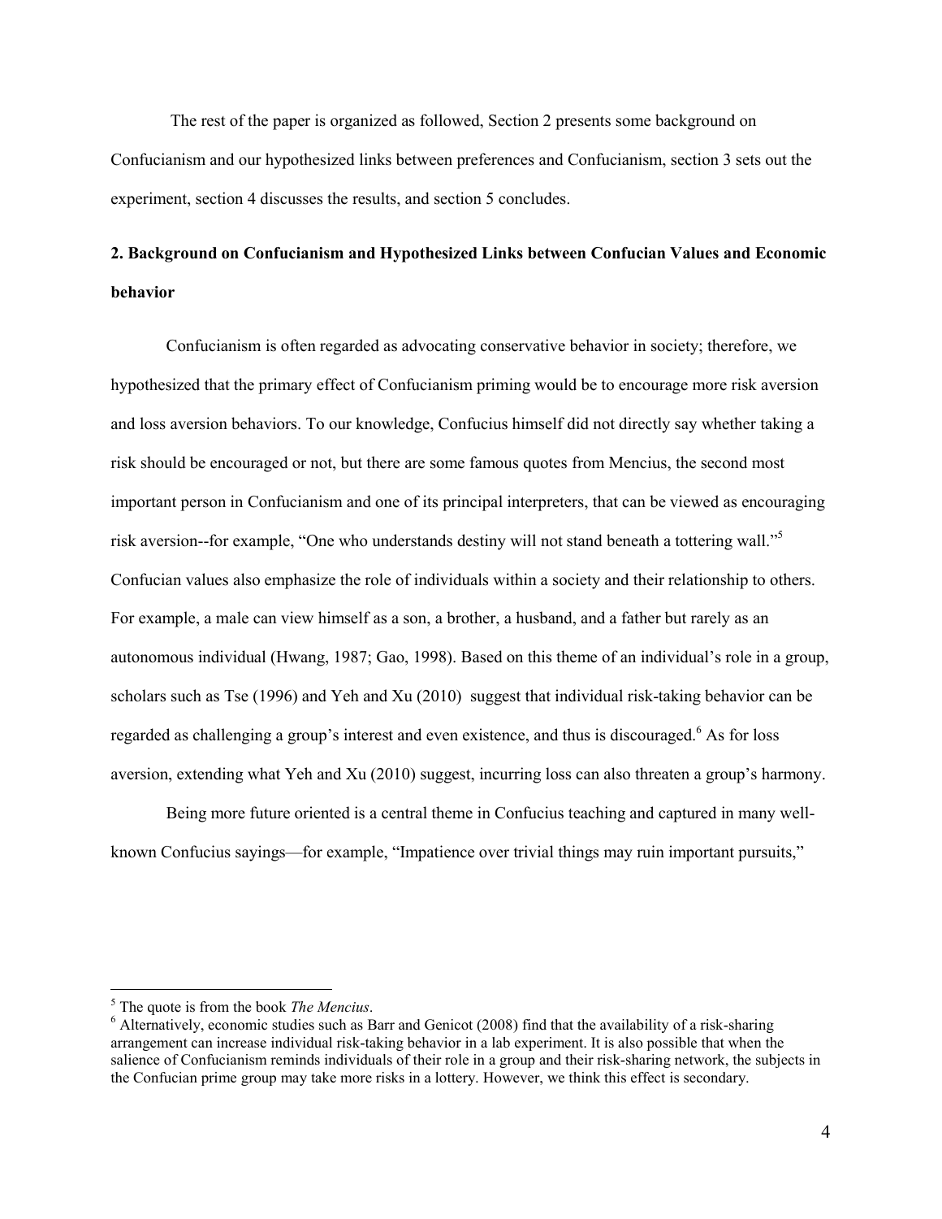The rest of the paper is organized as followed, Section 2 presents some background on Confucianism and our hypothesized links between preferences and Confucianism, section 3 sets out the experiment, section 4 discusses the results, and section 5 concludes.

## 2. Background on Confucianism and Hypothesized Links between Confucian Values and Economic behavior

Confucianism is often regarded as advocating conservative behavior in society; therefore, we hypothesized that the primary effect of Confucianism priming would be to encourage more risk aversion and loss aversion behaviors. To our knowledge, Confucius himself did not directly say whether taking a risk should be encouraged or not, but there are some famous quotes from Mencius, the second most important person in Confucianism and one of its principal interpreters, that can be viewed as encouraging risk aversion--for example, "One who understands destiny will not stand beneath a tottering wall."[5] Confucian values also emphasize the role of individuals within a society and their relationship to others. For example, a male can view himself as a son, a brother, a husband, and a father but rarely as an autonomous individual (Hwang, 1987; Gao, 1998). Based on this theme of an individual's role in a group, scholars such as Tse (1996) and Yeh and Xu (2010) suggest that individual risk-taking behavior can be regarded as challenging a group's interest and even existence, and thus is discouraged.[6] As for loss aversion, extending what Yeh and Xu (2010) suggest, incurring loss can also threaten a group's harmony.

Being more future oriented is a central theme in Confucius teaching and captured in many well-known Confucius sayings—for example, "Impatience over trivial things may ruin important pursuits,"

---

[5] The quote is from the book *The Mencius*.

[6] Alternatively, economic studies such as Barr and Genicot (2008) find that the availability of a risk-sharing arrangement can increase individual risk-taking behavior in a lab experiment. It is also possible that when the salience of Confucianism reminds individuals of their role in a group and their risk-sharing network, the subjects in the Confucian prime group may take more risks in a lottery. However, we think this effect is secondary.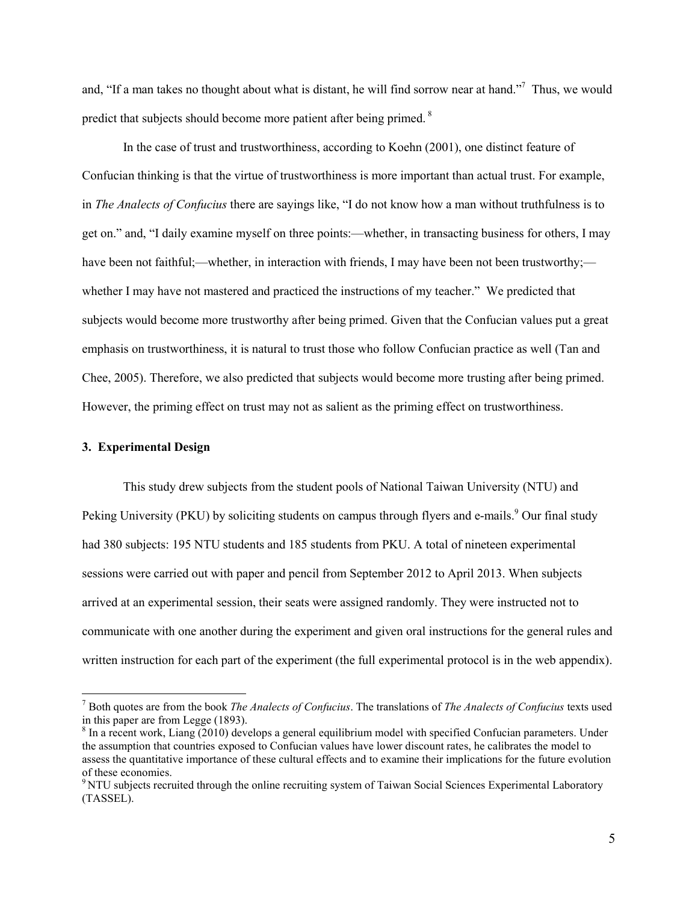and, "If a man takes no thought about what is distant, he will find sorrow near at hand."[7] Thus, we would predict that subjects should become more patient after being primed. [8]

In the case of trust and trustworthiness, according to Koehn (2001), one distinct feature of Confucian thinking is that the virtue of trustworthiness is more important than actual trust. For example, in *The Analects of Confucius* there are sayings like, "I do not know how a man without truthfulness is to get on." and, "I daily examine myself on three points:—whether, in transacting business for others, I may have been not faithful;—whether, in interaction with friends, I may have been not been trustworthy;—whether I may have not mastered and practiced the instructions of my teacher." We predicted that subjects would become more trustworthy after being primed. Given that the Confucian values put a great emphasis on trustworthiness, it is natural to trust those who follow Confucian practice as well (Tan and Chee, 2005). Therefore, we also predicted that subjects would become more trusting after being primed. However, the priming effect on trust may not as salient as the priming effect on trustworthiness.

## 3. Experimental Design

This study drew subjects from the student pools of National Taiwan University (NTU) and Peking University (PKU) by soliciting students on campus through flyers and e-mails.[9] Our final study had 380 subjects: 195 NTU students and 185 students from PKU. A total of nineteen experimental sessions were carried out with paper and pencil from September 2012 to April 2013. When subjects arrived at an experimental session, their seats were assigned randomly. They were instructed not to communicate with one another during the experiment and given oral instructions for the general rules and written instruction for each part of the experiment (the full experimental protocol is in the web appendix).

---

[7] Both quotes are from the book *The Analects of Confucius*. The translations of *The Analects of Confucius* texts used in this paper are from Legge (1893).

[8] In a recent work, Liang (2010) develops a general equilibrium model with specified Confucian parameters. Under the assumption that countries exposed to Confucian values have lower discount rates, he calibrates the model to assess the quantitative importance of these cultural effects and to examine their implications for the future evolution of these economies.

[9] NTU subjects recruited through the online recruiting system of Taiwan Social Sciences Experimental Laboratory (TASSEL).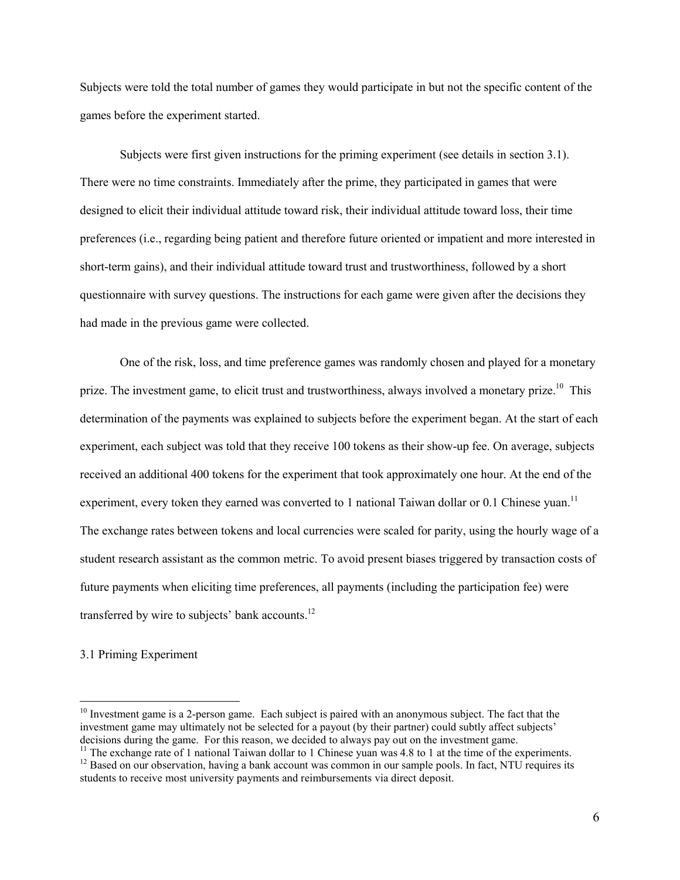Subjects were told the total number of games they would participate in but not the specific content of the games before the experiment started.

Subjects were first given instructions for the priming experiment (see details in section 3.1). There were no time constraints. Immediately after the prime, they participated in games that were designed to elicit their individual attitude toward risk, their individual attitude toward loss, their time preferences (i.e., regarding being patient and therefore future oriented or impatient and more interested in short-term gains), and their individual attitude toward trust and trustworthiness, followed by a short questionnaire with survey questions. The instructions for each game were given after the decisions they had made in the previous game were collected.

One of the risk, loss, and time preference games was randomly chosen and played for a monetary prize. The investment game, to elicit trust and trustworthiness, always involved a monetary prize.[10] This determination of the payments was explained to subjects before the experiment began. At the start of each experiment, each subject was told that they receive 100 tokens as their show-up fee. On average, subjects received an additional 400 tokens for the experiment that took approximately one hour. At the end of the experiment, every token they earned was converted to 1 national Taiwan dollar or 0.1 Chinese yuan.[11] The exchange rates between tokens and local currencies were scaled for parity, using the hourly wage of a student research assistant as the common metric. To avoid present biases triggered by transaction costs of future payments when eliciting time preferences, all payments (including the participation fee) were transferred by wire to subjects' bank accounts.[12]

3.1 Priming Experiment

[10] Investment game is a 2-person game. Each subject is paired with an anonymous subject. The fact that the investment game may ultimately not be selected for a payout (by their partner) could subtly affect subjects' decisions during the game. For this reason, we decided to always pay out on the investment game.

[11] The exchange rate of 1 national Taiwan dollar to 1 Chinese yuan was 4.8 to 1 at the time of the experiments.

[12] Based on our observation, having a bank account was common in our sample pools. In fact, NTU requires its students to receive most university payments and reimbursements via direct deposit.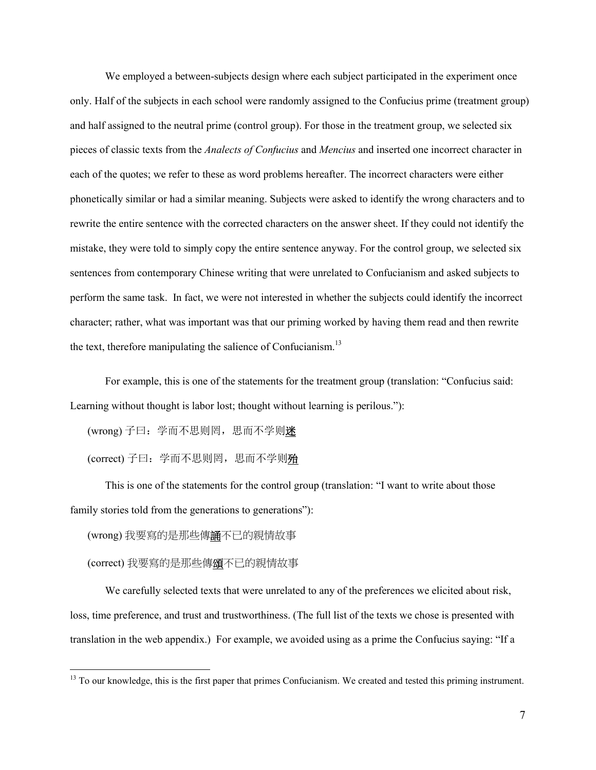We employed a between-subjects design where each subject participated in the experiment once only. Half of the subjects in each school were randomly assigned to the Confucius prime (treatment group) and half assigned to the neutral prime (control group). For those in the treatment group, we selected six pieces of classic texts from the *Analects of Confucius* and *Mencius* and inserted one incorrect character in each of the quotes; we refer to these as word problems hereafter. The incorrect characters were either phonetically similar or had a similar meaning. Subjects were asked to identify the wrong characters and to rewrite the entire sentence with the corrected characters on the answer sheet. If they could not identify the mistake, they were told to simply copy the entire sentence anyway. For the control group, we selected six sentences from contemporary Chinese writing that were unrelated to Confucianism and asked subjects to perform the same task. In fact, we were not interested in whether the subjects could identify the incorrect character; rather, what was important was that our priming worked by having them read and then rewrite the text, therefore manipulating the salience of Confucianism.[13]

For example, this is one of the statements for the treatment group (translation: "Confucius said: Learning without thought is labor lost; thought without learning is perilous."):

(wrong) 子曰：学而不思则罔，思而不学则<u>迷</u>

(correct) 子曰：学而不思则罔，思而不学则<u>殆</u>

This is one of the statements for the control group (translation: "I want to write about those family stories told from the generations to generations"):

(wrong) 我要寫的是那些傳<u>誦</u>不已的親情故事

(correct) 我要寫的是那些傳<u>頌</u>不已的親情故事

We carefully selected texts that were unrelated to any of the preferences we elicited about risk, loss, time preference, and trust and trustworthiness. (The full list of the texts we chose is presented with translation in the web appendix.) For example, we avoided using as a prime the Confucius saying: "If a

[13] To our knowledge, this is the first paper that primes Confucianism. We created and tested this priming instrument.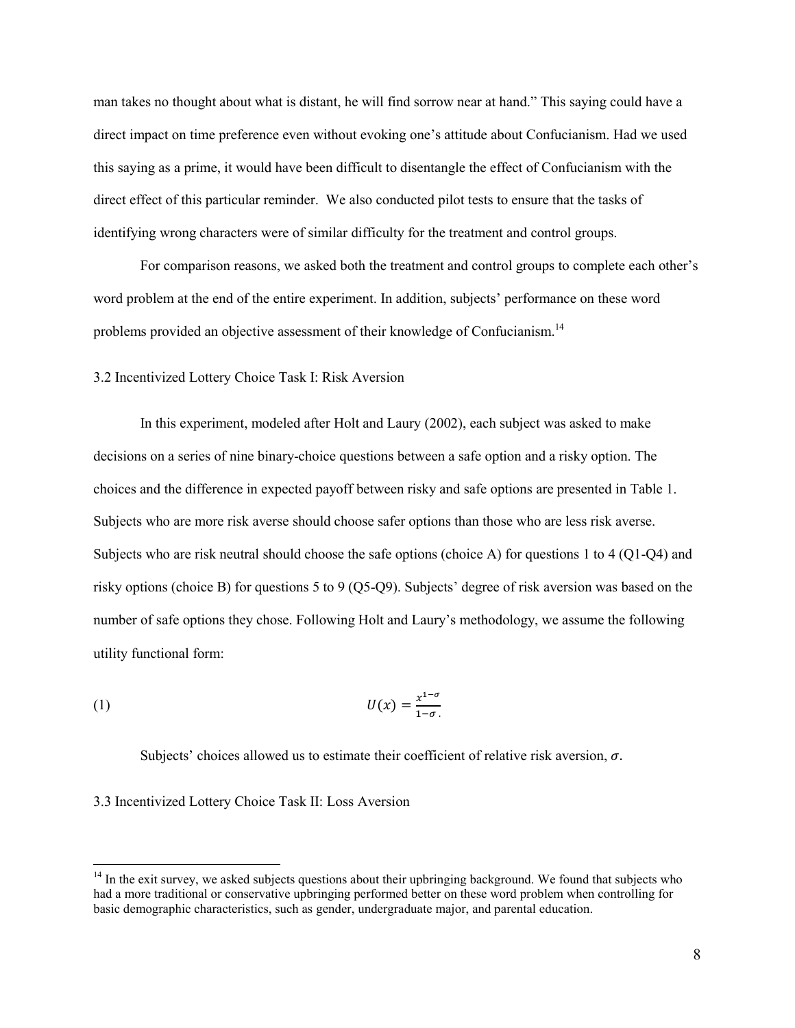man takes no thought about what is distant, he will find sorrow near at hand." This saying could have a direct impact on time preference even without evoking one's attitude about Confucianism. Had we used this saying as a prime, it would have been difficult to disentangle the effect of Confucianism with the direct effect of this particular reminder. We also conducted pilot tests to ensure that the tasks of identifying wrong characters were of similar difficulty for the treatment and control groups.

For comparison reasons, we asked both the treatment and control groups to complete each other's word problem at the end of the entire experiment. In addition, subjects' performance on these word problems provided an objective assessment of their knowledge of Confucianism.[14]

### 3.2 Incentivized Lottery Choice Task I: Risk Aversion

In this experiment, modeled after Holt and Laury (2002), each subject was asked to make decisions on a series of nine binary-choice questions between a safe option and a risky option. The choices and the difference in expected payoff between risky and safe options are presented in Table 1. Subjects who are more risk averse should choose safer options than those who are less risk averse. Subjects who are risk neutral should choose the safe options (choice A) for questions 1 to 4 (Q1-Q4) and risky options (choice B) for questions 5 to 9 (Q5-Q9). Subjects' degree of risk aversion was based on the number of safe options they chose. Following Holt and Laury's methodology, we assume the following utility functional form:

$$U(x) = \frac{x^{1-\sigma}}{1-\sigma}. \quad (1)$$

Subjects' choices allowed us to estimate their coefficient of relative risk aversion, $\sigma$.

### 3.3 Incentivized Lottery Choice Task II: Loss Aversion

[14] In the exit survey, we asked subjects questions about their upbringing background. We found that subjects who had a more traditional or conservative upbringing performed better on these word problem when controlling for basic demographic characteristics, such as gender, undergraduate major, and parental education.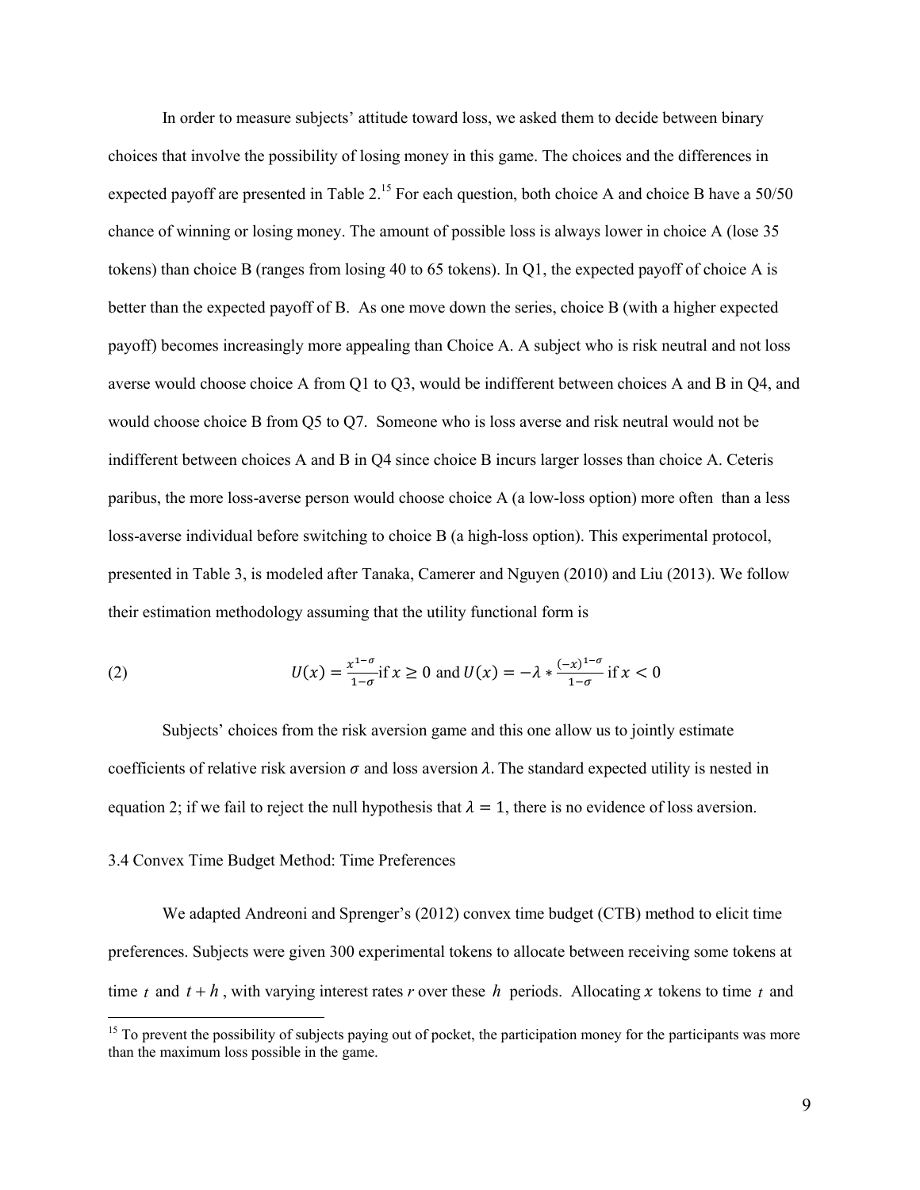In order to measure subjects' attitude toward loss, we asked them to decide between binary choices that involve the possibility of losing money in this game. The choices and the differences in expected payoff are presented in Table 2.[15] For each question, both choice A and choice B have a 50/50 chance of winning or losing money. The amount of possible loss is always lower in choice A (lose 35 tokens) than choice B (ranges from losing 40 to 65 tokens). In Q1, the expected payoff of choice A is better than the expected payoff of B. As one move down the series, choice B (with a higher expected payoff) becomes increasingly more appealing than Choice A. A subject who is risk neutral and not loss averse would choose choice A from Q1 to Q3, would be indifferent between choices A and B in Q4, and would choose choice B from Q5 to Q7. Someone who is loss averse and risk neutral would not be indifferent between choices A and B in Q4 since choice B incurs larger losses than choice A. Ceteris paribus, the more loss-averse person would choose choice A (a low-loss option) more often than a less loss-averse individual before switching to choice B (a high-loss option). This experimental protocol, presented in Table 3, is modeled after Tanaka, Camerer and Nguyen (2010) and Liu (2013). We follow their estimation methodology assuming that the utility functional form is

$$U(x) = \frac{x^{1-\sigma}}{1-\sigma} \text{if } x \geq 0 \text{ and } U(x) = -\lambda * \frac{(-x)^{1-\sigma}}{1-\sigma} \text{ if } x < 0 \tag{2}$$

Subjects' choices from the risk aversion game and this one allow us to jointly estimate coefficients of relative risk aversion $\sigma$ and loss aversion $\lambda$. The standard expected utility is nested in equation 2; if we fail to reject the null hypothesis that $\lambda = 1$, there is no evidence of loss aversion.

### 3.4 Convex Time Budget Method: Time Preferences

We adapted Andreoni and Sprenger's (2012) convex time budget (CTB) method to elicit time preferences. Subjects were given 300 experimental tokens to allocate between receiving some tokens at time $t$ and $t+h$, with varying interest rates $r$ over these $h$ periods. Allocating $x$ tokens to time $t$ and

[15] To prevent the possibility of subjects paying out of pocket, the participation money for the participants was more than the maximum loss possible in the game.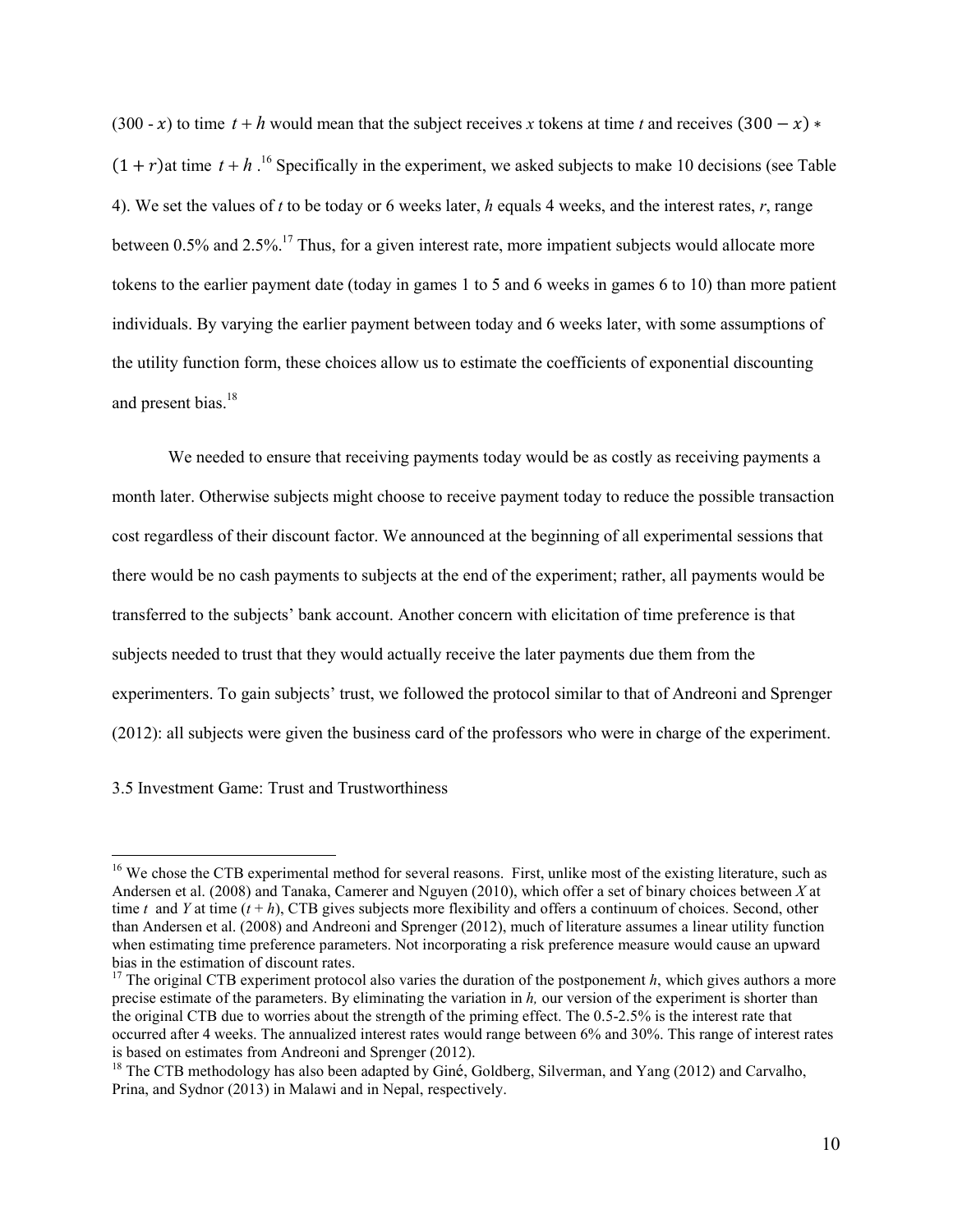(300 - $x$) to time $t + h$ would mean that the subject receives $x$ tokens at time $t$ and receives $(300 - x) * (1 + r)$at time $t + h$.[16] Specifically in the experiment, we asked subjects to make 10 decisions (see Table 4). We set the values of $t$ to be today or 6 weeks later, $h$ equals 4 weeks, and the interest rates, $r$, range between 0.5% and 2.5%.[17] Thus, for a given interest rate, more impatient subjects would allocate more tokens to the earlier payment date (today in games 1 to 5 and 6 weeks in games 6 to 10) than more patient individuals. By varying the earlier payment between today and 6 weeks later, with some assumptions of the utility function form, these choices allow us to estimate the coefficients of exponential discounting and present bias.[18]

We needed to ensure that receiving payments today would be as costly as receiving payments a month later. Otherwise subjects might choose to receive payment today to reduce the possible transaction cost regardless of their discount factor. We announced at the beginning of all experimental sessions that there would be no cash payments to subjects at the end of the experiment; rather, all payments would be transferred to the subjects' bank account. Another concern with elicitation of time preference is that subjects needed to trust that they would actually receive the later payments due them from the experimenters. To gain subjects' trust, we followed the protocol similar to that of Andreoni and Sprenger (2012): all subjects were given the business card of the professors who were in charge of the experiment.

### 3.5 Investment Game: Trust and Trustworthiness

---

[16] We chose the CTB experimental method for several reasons. First, unlike most of the existing literature, such as Andersen et al. (2008) and Tanaka, Camerer and Nguyen (2010), which offer a set of binary choices between $X$ at time $t$ and $Y$ at time $(t + h)$, CTB gives subjects more flexibility and offers a continuum of choices. Second, other than Andersen et al. (2008) and Andreoni and Sprenger (2012), much of literature assumes a linear utility function when estimating time preference parameters. Not incorporating a risk preference measure would cause an upward bias in the estimation of discount rates.

[17] The original CTB experiment protocol also varies the duration of the postponement $h$, which gives authors a more precise estimate of the parameters. By eliminating the variation in $h$, our version of the experiment is shorter than the original CTB due to worries about the strength of the priming effect. The 0.5-2.5% is the interest rate that occurred after 4 weeks. The annualized interest rates would range between 6% and 30%. This range of interest rates is based on estimates from Andreoni and Sprenger (2012).

[18] The CTB methodology has also been adapted by Giné, Goldberg, Silverman, and Yang (2012) and Carvalho, Prina, and Sydnor (2013) in Malawi and in Nepal, respectively.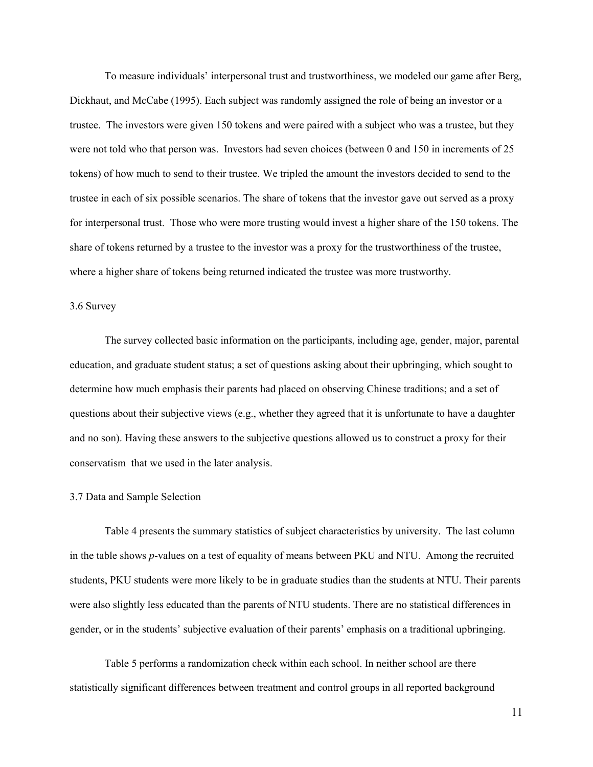To measure individuals' interpersonal trust and trustworthiness, we modeled our game after Berg, Dickhaut, and McCabe (1995). Each subject was randomly assigned the role of being an investor or a trustee. The investors were given 150 tokens and were paired with a subject who was a trustee, but they were not told who that person was. Investors had seven choices (between 0 and 150 in increments of 25 tokens) of how much to send to their trustee. We tripled the amount the investors decided to send to the trustee in each of six possible scenarios. The share of tokens that the investor gave out served as a proxy for interpersonal trust. Those who were more trusting would invest a higher share of the 150 tokens. The share of tokens returned by a trustee to the investor was a proxy for the trustworthiness of the trustee, where a higher share of tokens being returned indicated the trustee was more trustworthy.

### 3.6 Survey

The survey collected basic information on the participants, including age, gender, major, parental education, and graduate student status; a set of questions asking about their upbringing, which sought to determine how much emphasis their parents had placed on observing Chinese traditions; and a set of questions about their subjective views (e.g., whether they agreed that it is unfortunate to have a daughter and no son). Having these answers to the subjective questions allowed us to construct a proxy for their conservatism that we used in the later analysis.

### 3.7 Data and Sample Selection

Table 4 presents the summary statistics of subject characteristics by university. The last column in the table shows *p*-values on a test of equality of means between PKU and NTU. Among the recruited students, PKU students were more likely to be in graduate studies than the students at NTU. Their parents were also slightly less educated than the parents of NTU students. There are no statistical differences in gender, or in the students' subjective evaluation of their parents' emphasis on a traditional upbringing.

Table 5 performs a randomization check within each school. In neither school are there statistically significant differences between treatment and control groups in all reported background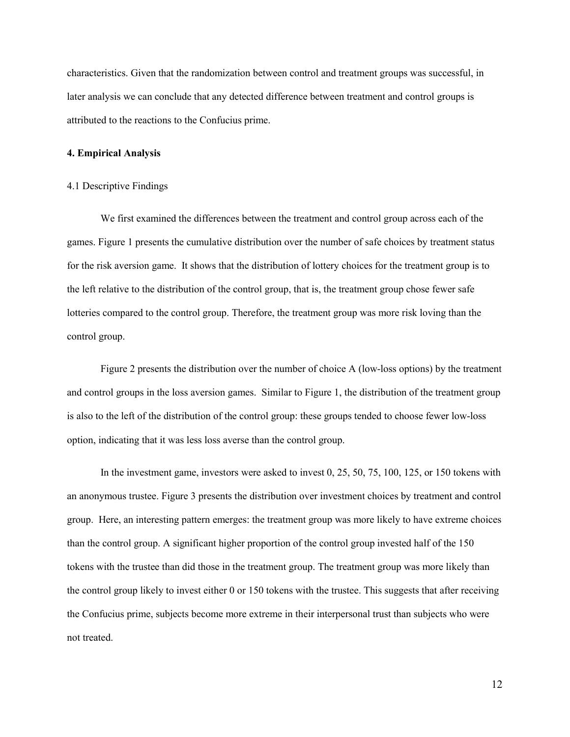characteristics. Given that the randomization between control and treatment groups was successful, in later analysis we can conclude that any detected difference between treatment and control groups is attributed to the reactions to the Confucius prime.

## 4. Empirical Analysis

### 4.1 Descriptive Findings

We first examined the differences between the treatment and control group across each of the games. Figure 1 presents the cumulative distribution over the number of safe choices by treatment status for the risk aversion game. It shows that the distribution of lottery choices for the treatment group is to the left relative to the distribution of the control group, that is, the treatment group chose fewer safe lotteries compared to the control group. Therefore, the treatment group was more risk loving than the control group.

Figure 2 presents the distribution over the number of choice A (low-loss options) by the treatment and control groups in the loss aversion games. Similar to Figure 1, the distribution of the treatment group is also to the left of the distribution of the control group: these groups tended to choose fewer low-loss option, indicating that it was less loss averse than the control group.

In the investment game, investors were asked to invest 0, 25, 50, 75, 100, 125, or 150 tokens with an anonymous trustee. Figure 3 presents the distribution over investment choices by treatment and control group. Here, an interesting pattern emerges: the treatment group was more likely to have extreme choices than the control group. A significant higher proportion of the control group invested half of the 150 tokens with the trustee than did those in the treatment group. The treatment group was more likely than the control group likely to invest either 0 or 150 tokens with the trustee. This suggests that after receiving the Confucius prime, subjects become more extreme in their interpersonal trust than subjects who were not treated.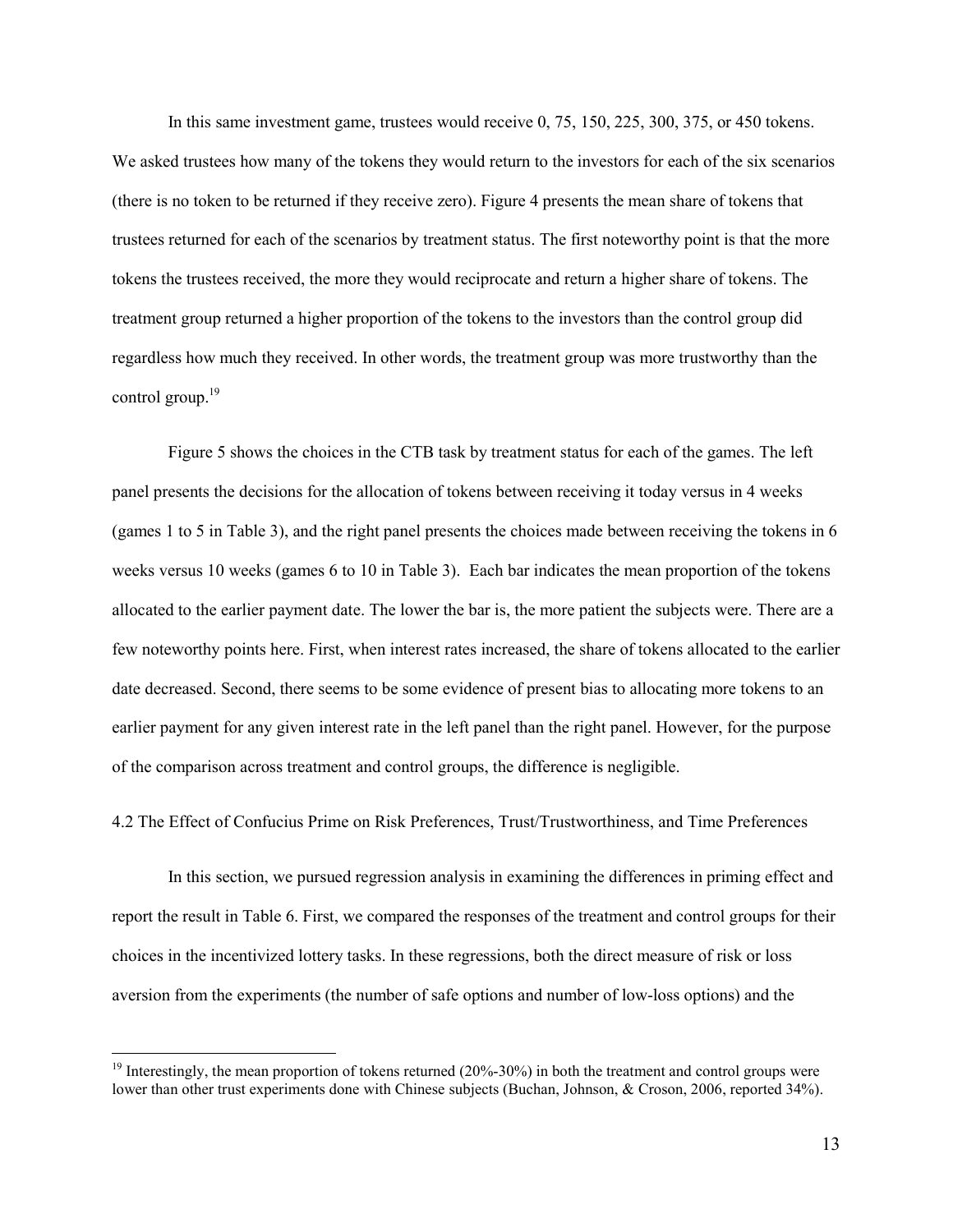In this same investment game, trustees would receive 0, 75, 150, 225, 300, 375, or 450 tokens. We asked trustees how many of the tokens they would return to the investors for each of the six scenarios (there is no token to be returned if they receive zero). Figure 4 presents the mean share of tokens that trustees returned for each of the scenarios by treatment status. The first noteworthy point is that the more tokens the trustees received, the more they would reciprocate and return a higher share of tokens. The treatment group returned a higher proportion of the tokens to the investors than the control group did regardless how much they received. In other words, the treatment group was more trustworthy than the control group.[19]

Figure 5 shows the choices in the CTB task by treatment status for each of the games. The left panel presents the decisions for the allocation of tokens between receiving it today versus in 4 weeks (games 1 to 5 in Table 3), and the right panel presents the choices made between receiving the tokens in 6 weeks versus 10 weeks (games 6 to 10 in Table 3). Each bar indicates the mean proportion of the tokens allocated to the earlier payment date. The lower the bar is, the more patient the subjects were. There are a few noteworthy points here. First, when interest rates increased, the share of tokens allocated to the earlier date decreased. Second, there seems to be some evidence of present bias to allocating more tokens to an earlier payment for any given interest rate in the left panel than the right panel. However, for the purpose of the comparison across treatment and control groups, the difference is negligible.

## 4.2 The Effect of Confucius Prime on Risk Preferences, Trust/Trustworthiness, and Time Preferences

In this section, we pursued regression analysis in examining the differences in priming effect and report the result in Table 6. First, we compared the responses of the treatment and control groups for their choices in the incentivized lottery tasks. In these regressions, both the direct measure of risk or loss aversion from the experiments (the number of safe options and number of low-loss options) and the

[19] Interestingly, the mean proportion of tokens returned (20%-30%) in both the treatment and control groups were lower than other trust experiments done with Chinese subjects (Buchan, Johnson, & Croson, 2006, reported 34%).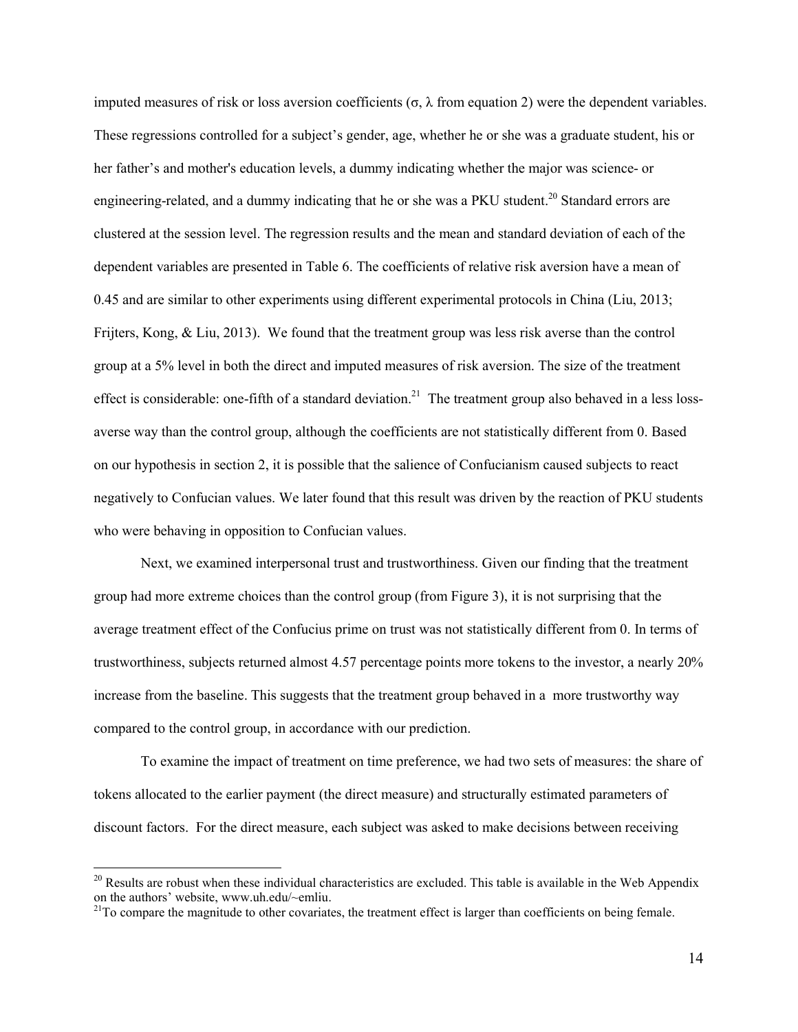imputed measures of risk or loss aversion coefficients ($\sigma$, $\lambda$ from equation 2) were the dependent variables. These regressions controlled for a subject's gender, age, whether he or she was a graduate student, his or her father's and mother's education levels, a dummy indicating whether the major was science- or engineering-related, and a dummy indicating that he or she was a PKU student.[20] Standard errors are clustered at the session level. The regression results and the mean and standard deviation of each of the dependent variables are presented in Table 6. The coefficients of relative risk aversion have a mean of 0.45 and are similar to other experiments using different experimental protocols in China (Liu, 2013; Frijters, Kong, & Liu, 2013). We found that the treatment group was less risk averse than the control group at a 5% level in both the direct and imputed measures of risk aversion. The size of the treatment effect is considerable: one-fifth of a standard deviation.[21] The treatment group also behaved in a less loss-averse way than the control group, although the coefficients are not statistically different from 0. Based on our hypothesis in section 2, it is possible that the salience of Confucianism caused subjects to react negatively to Confucian values. We later found that this result was driven by the reaction of PKU students who were behaving in opposition to Confucian values.

Next, we examined interpersonal trust and trustworthiness. Given our finding that the treatment group had more extreme choices than the control group (from Figure 3), it is not surprising that the average treatment effect of the Confucius prime on trust was not statistically different from 0. In terms of trustworthiness, subjects returned almost 4.57 percentage points more tokens to the investor, a nearly 20% increase from the baseline. This suggests that the treatment group behaved in a more trustworthy way compared to the control group, in accordance with our prediction.

To examine the impact of treatment on time preference, we had two sets of measures: the share of tokens allocated to the earlier payment (the direct measure) and structurally estimated parameters of discount factors. For the direct measure, each subject was asked to make decisions between receiving

---

[20] Results are robust when these individual characteristics are excluded. This table is available in the Web Appendix on the authors' website, www.uh.edu/~emliu.

[21] To compare the magnitude to other covariates, the treatment effect is larger than coefficients on being female.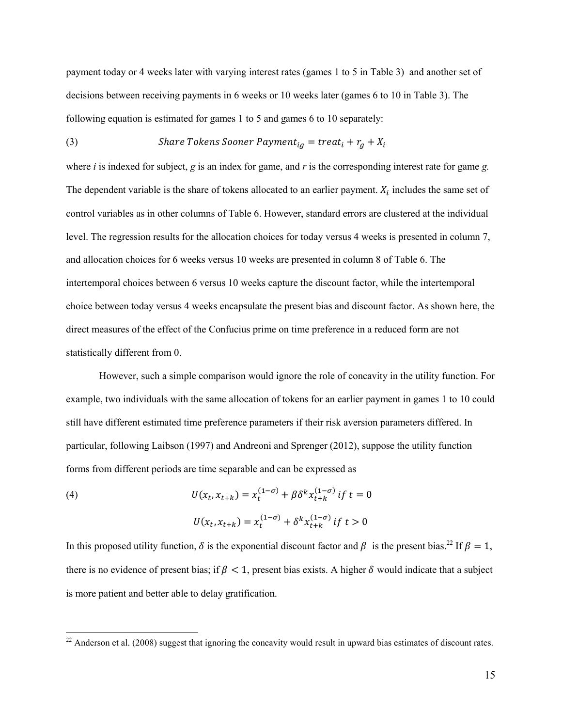payment today or 4 weeks later with varying interest rates (games 1 to 5 in Table 3) and another set of decisions between receiving payments in 6 weeks or 10 weeks later (games 6 to 10 in Table 3). The following equation is estimated for games 1 to 5 and games 6 to 10 separately:

$$\text{(3)} \qquad Share\ Tokens\ Sooner\ Payment_{ig} = treat_i + r_g + X_i$$

where *i* is indexed for subject, *g* is an index for game, and *r* is the corresponding interest rate for game *g.* The dependent variable is the share of tokens allocated to an earlier payment. $X_i$ includes the same set of control variables as in other columns of Table 6. However, standard errors are clustered at the individual level. The regression results for the allocation choices for today versus 4 weeks is presented in column 7, and allocation choices for 6 weeks versus 10 weeks are presented in column 8 of Table 6. The intertemporal choices between 6 versus 10 weeks capture the discount factor, while the intertemporal choice between today versus 4 weeks encapsulate the present bias and discount factor. As shown here, the direct measures of the effect of the Confucius prime on time preference in a reduced form are not statistically different from 0.

However, such a simple comparison would ignore the role of concavity in the utility function. For example, two individuals with the same allocation of tokens for an earlier payment in games 1 to 10 could still have different estimated time preference parameters if their risk aversion parameters differed. In particular, following Laibson (1997) and Andreoni and Sprenger (2012), suppose the utility function forms from different periods are time separable and can be expressed as

$$\text{(4)} \qquad U(x_t, x_{t+k}) = x_t^{(1-\sigma)} + \beta\delta^k x_{t+k}^{(1-\sigma)}\ if\ t = 0$$

$$U(x_t, x_{t+k}) = x_t^{(1-\sigma)} + \delta^k x_{t+k}^{(1-\sigma)}\ if\ t > 0$$

In this proposed utility function, $\delta$ is the exponential discount factor and $\beta$ is the present bias.[22] If $\beta = 1$, there is no evidence of present bias; if $\beta < 1$, present bias exists. A higher $\delta$ would indicate that a subject is more patient and better able to delay gratification.

[22] Anderson et al. (2008) suggest that ignoring the concavity would result in upward bias estimates of discount rates.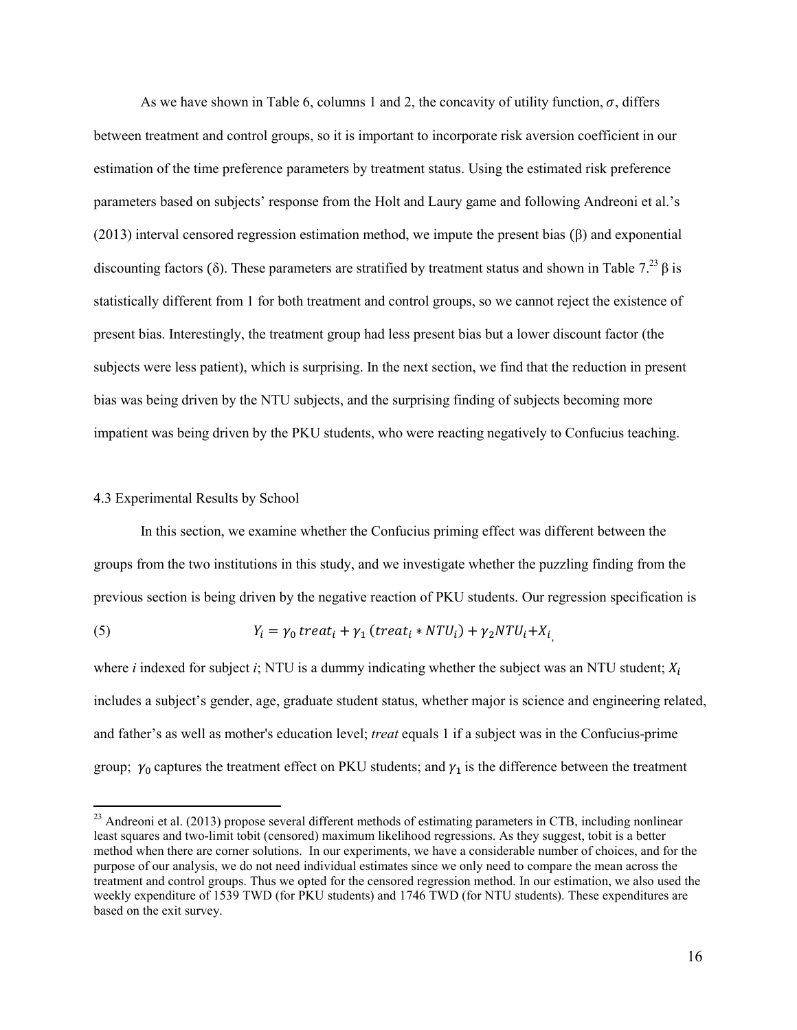As we have shown in Table 6, columns 1 and 2, the concavity of utility function, $\sigma$, differs between treatment and control groups, so it is important to incorporate risk aversion coefficient in our estimation of the time preference parameters by treatment status. Using the estimated risk preference parameters based on subjects' response from the Holt and Laury game and following Andreoni et al.'s (2013) interval censored regression estimation method, we impute the present bias ($\beta$) and exponential discounting factors ($\delta$). These parameters are stratified by treatment status and shown in Table 7.[23] $\beta$ is statistically different from 1 for both treatment and control groups, so we cannot reject the existence of present bias. Interestingly, the treatment group had less present bias but a lower discount factor (the subjects were less patient), which is surprising. In the next section, we find that the reduction in present bias was being driven by the NTU subjects, and the surprising finding of subjects becoming more impatient was being driven by the PKU students, who were reacting negatively to Confucius teaching.

### 4.3 Experimental Results by School

In this section, we examine whether the Confucius priming effect was different between the groups from the two institutions in this study, and we investigate whether the puzzling finding from the previous section is being driven by the negative reaction of PKU students. Our regression specification is

$$Y_i = \gamma_0\, treat_i + \gamma_1\,(treat_i * NTU_i) + \gamma_2 NTU_i + X_i \quad (5)$$

where *i* indexed for subject *i*; NTU is a dummy indicating whether the subject was an NTU student; $X_i$ includes a subject's gender, age, graduate student status, whether major is science and engineering related, and father's as well as mother's education level; *treat* equals 1 if a subject was in the Confucius-prime group; $\gamma_0$ captures the treatment effect on PKU students; and $\gamma_1$ is the difference between the treatment

---

[23] Andreoni et al. (2013) propose several different methods of estimating parameters in CTB, including nonlinear least squares and two-limit tobit (censored) maximum likelihood regressions. As they suggest, tobit is a better method when there are corner solutions. In our experiments, we have a considerable number of choices, and for the purpose of our analysis, we do not need individual estimates since we only need to compare the mean across the treatment and control groups. Thus we opted for the censored regression method. In our estimation, we also used the weekly expenditure of 1539 TWD (for PKU students) and 1746 TWD (for NTU students). These expenditures are based on the exit survey.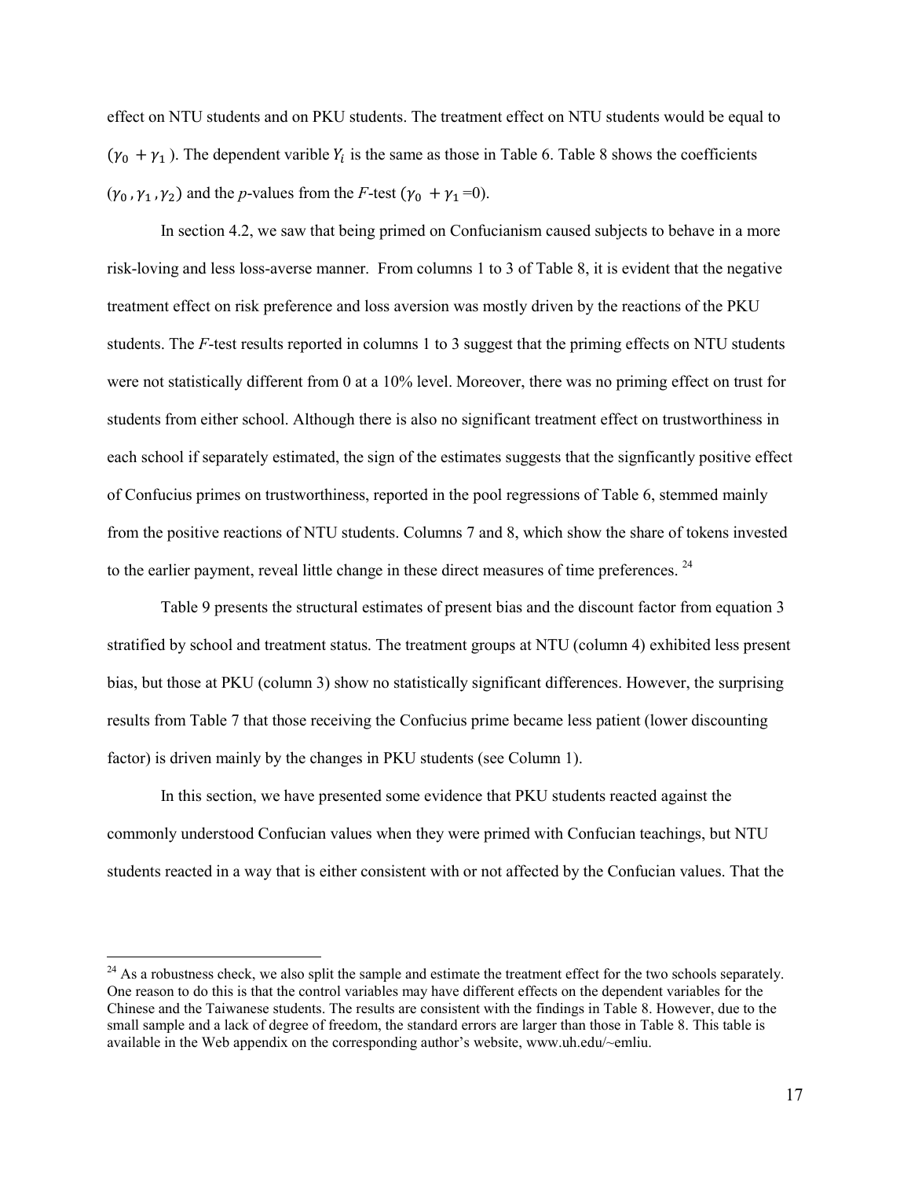effect on NTU students and on PKU students. The treatment effect on NTU students would be equal to ($\gamma_0 + \gamma_1$ ). The dependent varible $Y_i$ is the same as those in Table 6. Table 8 shows the coefficients ($\gamma_0, \gamma_1, \gamma_2$) and the *p*-values from the *F*-test ($\gamma_0 + \gamma_1 = 0$).

In section 4.2, we saw that being primed on Confucianism caused subjects to behave in a more risk-loving and less loss-averse manner. From columns 1 to 3 of Table 8, it is evident that the negative treatment effect on risk preference and loss aversion was mostly driven by the reactions of the PKU students. The *F*-test results reported in columns 1 to 3 suggest that the priming effects on NTU students were not statistically different from 0 at a 10% level. Moreover, there was no priming effect on trust for students from either school. Although there is also no significant treatment effect on trustworthiness in each school if separately estimated, the sign of the estimates suggests that the signficantly positive effect of Confucius primes on trustworthiness, reported in the pool regressions of Table 6, stemmed mainly from the positive reactions of NTU students. Columns 7 and 8, which show the share of tokens invested to the earlier payment, reveal little change in these direct measures of time preferences. [24]

Table 9 presents the structural estimates of present bias and the discount factor from equation 3 stratified by school and treatment status. The treatment groups at NTU (column 4) exhibited less present bias, but those at PKU (column 3) show no statistically significant differences. However, the surprising results from Table 7 that those receiving the Confucius prime became less patient (lower discounting factor) is driven mainly by the changes in PKU students (see Column 1).

In this section, we have presented some evidence that PKU students reacted against the commonly understood Confucian values when they were primed with Confucian teachings, but NTU students reacted in a way that is either consistent with or not affected by the Confucian values. That the

[24] As a robustness check, we also split the sample and estimate the treatment effect for the two schools separately. One reason to do this is that the control variables may have different effects on the dependent variables for the Chinese and the Taiwanese students. The results are consistent with the findings in Table 8. However, due to the small sample and a lack of degree of freedom, the standard errors are larger than those in Table 8. This table is available in the Web appendix on the corresponding author's website, www.uh.edu/~emliu.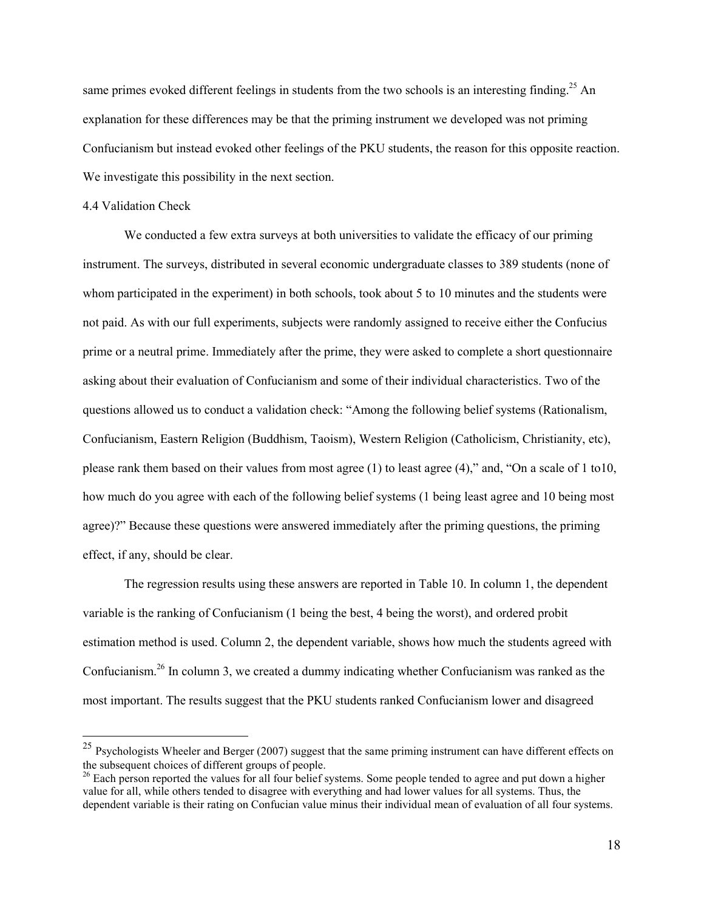same primes evoked different feelings in students from the two schools is an interesting finding.[25] An explanation for these differences may be that the priming instrument we developed was not priming Confucianism but instead evoked other feelings of the PKU students, the reason for this opposite reaction. We investigate this possibility in the next section.

4.4 Validation Check

We conducted a few extra surveys at both universities to validate the efficacy of our priming instrument. The surveys, distributed in several economic undergraduate classes to 389 students (none of whom participated in the experiment) in both schools, took about 5 to 10 minutes and the students were not paid. As with our full experiments, subjects were randomly assigned to receive either the Confucius prime or a neutral prime. Immediately after the prime, they were asked to complete a short questionnaire asking about their evaluation of Confucianism and some of their individual characteristics. Two of the questions allowed us to conduct a validation check: "Among the following belief systems (Rationalism, Confucianism, Eastern Religion (Buddhism, Taoism), Western Religion (Catholicism, Christianity, etc), please rank them based on their values from most agree (1) to least agree (4)," and, "On a scale of 1 to10, how much do you agree with each of the following belief systems (1 being least agree and 10 being most agree)?" Because these questions were answered immediately after the priming questions, the priming effect, if any, should be clear.

The regression results using these answers are reported in Table 10. In column 1, the dependent variable is the ranking of Confucianism (1 being the best, 4 being the worst), and ordered probit estimation method is used. Column 2, the dependent variable, shows how much the students agreed with Confucianism.[26] In column 3, we created a dummy indicating whether Confucianism was ranked as the most important. The results suggest that the PKU students ranked Confucianism lower and disagreed

[25] Psychologists Wheeler and Berger (2007) suggest that the same priming instrument can have different effects on the subsequent choices of different groups of people.

[26] Each person reported the values for all four belief systems. Some people tended to agree and put down a higher value for all, while others tended to disagree with everything and had lower values for all systems. Thus, the dependent variable is their rating on Confucian value minus their individual mean of evaluation of all four systems.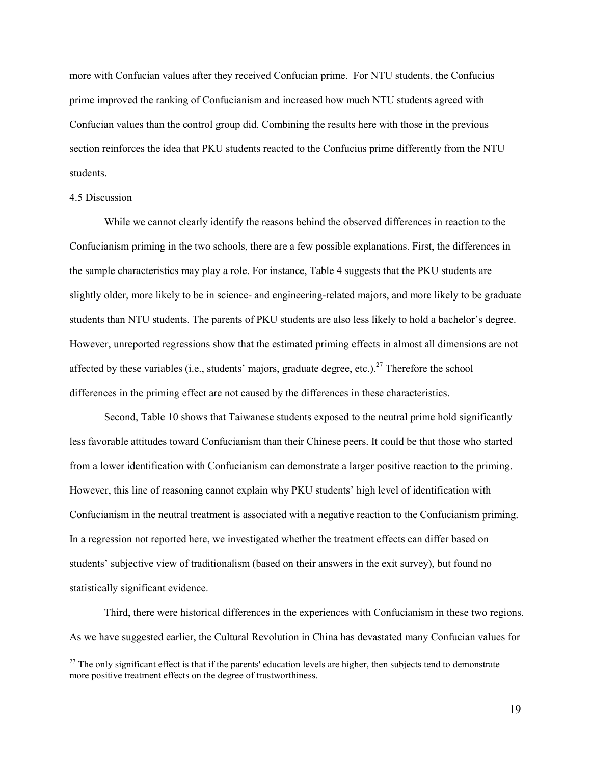more with Confucian values after they received Confucian prime. For NTU students, the Confucius prime improved the ranking of Confucianism and increased how much NTU students agreed with Confucian values than the control group did. Combining the results here with those in the previous section reinforces the idea that PKU students reacted to the Confucius prime differently from the NTU students.

### 4.5 Discussion

While we cannot clearly identify the reasons behind the observed differences in reaction to the Confucianism priming in the two schools, there are a few possible explanations. First, the differences in the sample characteristics may play a role. For instance, Table 4 suggests that the PKU students are slightly older, more likely to be in science- and engineering-related majors, and more likely to be graduate students than NTU students. The parents of PKU students are also less likely to hold a bachelor's degree. However, unreported regressions show that the estimated priming effects in almost all dimensions are not affected by these variables (i.e., students' majors, graduate degree, etc.).[27] Therefore the school differences in the priming effect are not caused by the differences in these characteristics.

Second, Table 10 shows that Taiwanese students exposed to the neutral prime hold significantly less favorable attitudes toward Confucianism than their Chinese peers. It could be that those who started from a lower identification with Confucianism can demonstrate a larger positive reaction to the priming. However, this line of reasoning cannot explain why PKU students' high level of identification with Confucianism in the neutral treatment is associated with a negative reaction to the Confucianism priming. In a regression not reported here, we investigated whether the treatment effects can differ based on students' subjective view of traditionalism (based on their answers in the exit survey), but found no statistically significant evidence.

Third, there were historical differences in the experiences with Confucianism in these two regions. As we have suggested earlier, the Cultural Revolution in China has devastated many Confucian values for

[27] The only significant effect is that if the parents' education levels are higher, then subjects tend to demonstrate more positive treatment effects on the degree of trustworthiness.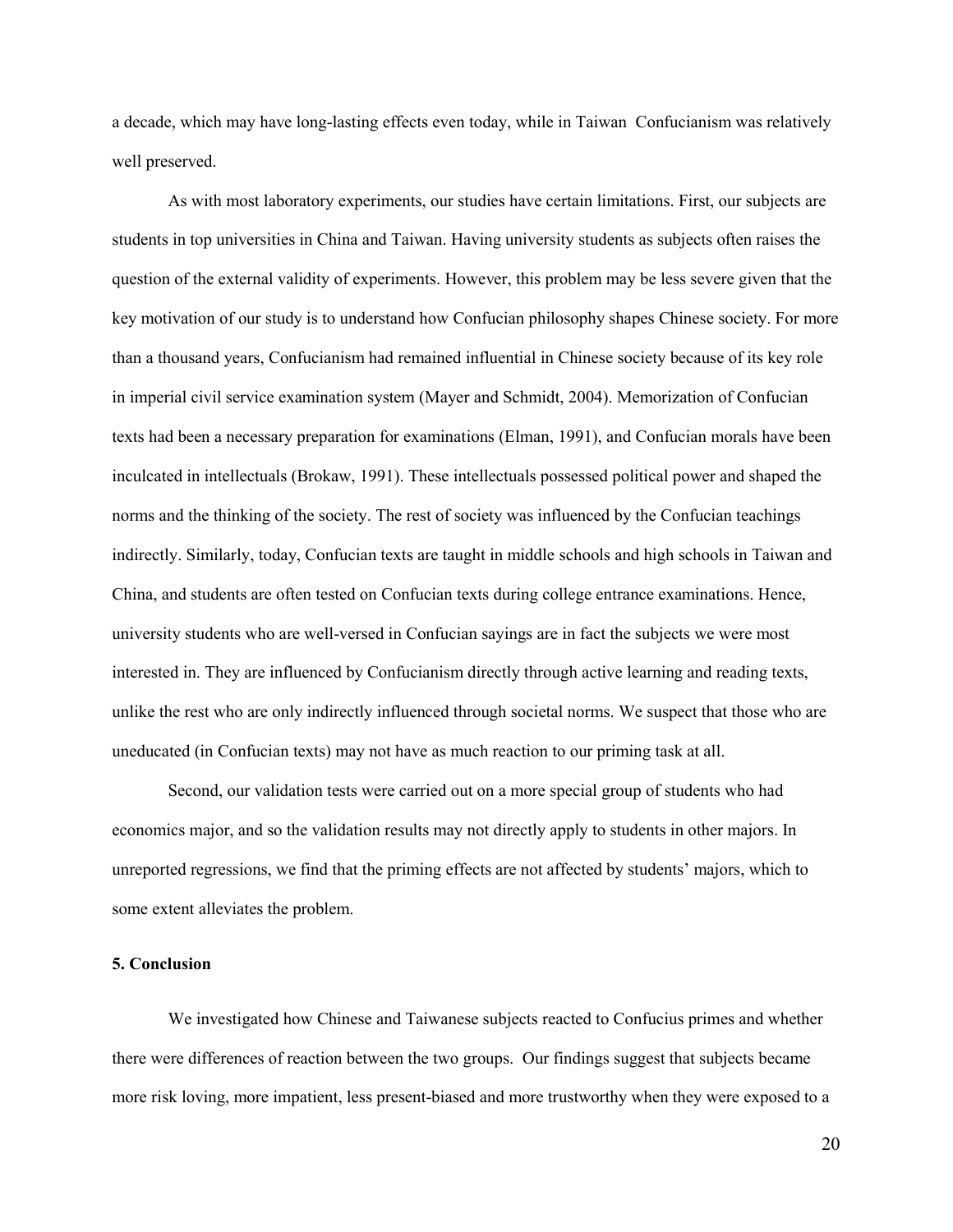a decade, which may have long-lasting effects even today, while in Taiwan Confucianism was relatively well preserved.

As with most laboratory experiments, our studies have certain limitations. First, our subjects are students in top universities in China and Taiwan. Having university students as subjects often raises the question of the external validity of experiments. However, this problem may be less severe given that the key motivation of our study is to understand how Confucian philosophy shapes Chinese society. For more than a thousand years, Confucianism had remained influential in Chinese society because of its key role in imperial civil service examination system (Mayer and Schmidt, 2004). Memorization of Confucian texts had been a necessary preparation for examinations (Elman, 1991), and Confucian morals have been inculcated in intellectuals (Brokaw, 1991). These intellectuals possessed political power and shaped the norms and the thinking of the society. The rest of society was influenced by the Confucian teachings indirectly. Similarly, today, Confucian texts are taught in middle schools and high schools in Taiwan and China, and students are often tested on Confucian texts during college entrance examinations. Hence, university students who are well-versed in Confucian sayings are in fact the subjects we were most interested in. They are influenced by Confucianism directly through active learning and reading texts, unlike the rest who are only indirectly influenced through societal norms. We suspect that those who are uneducated (in Confucian texts) may not have as much reaction to our priming task at all.

Second, our validation tests were carried out on a more special group of students who had economics major, and so the validation results may not directly apply to students in other majors. In unreported regressions, we find that the priming effects are not affected by students' majors, which to some extent alleviates the problem.

### 5. Conclusion

We investigated how Chinese and Taiwanese subjects reacted to Confucius primes and whether there were differences of reaction between the two groups. Our findings suggest that subjects became more risk loving, more impatient, less present-biased and more trustworthy when they were exposed to a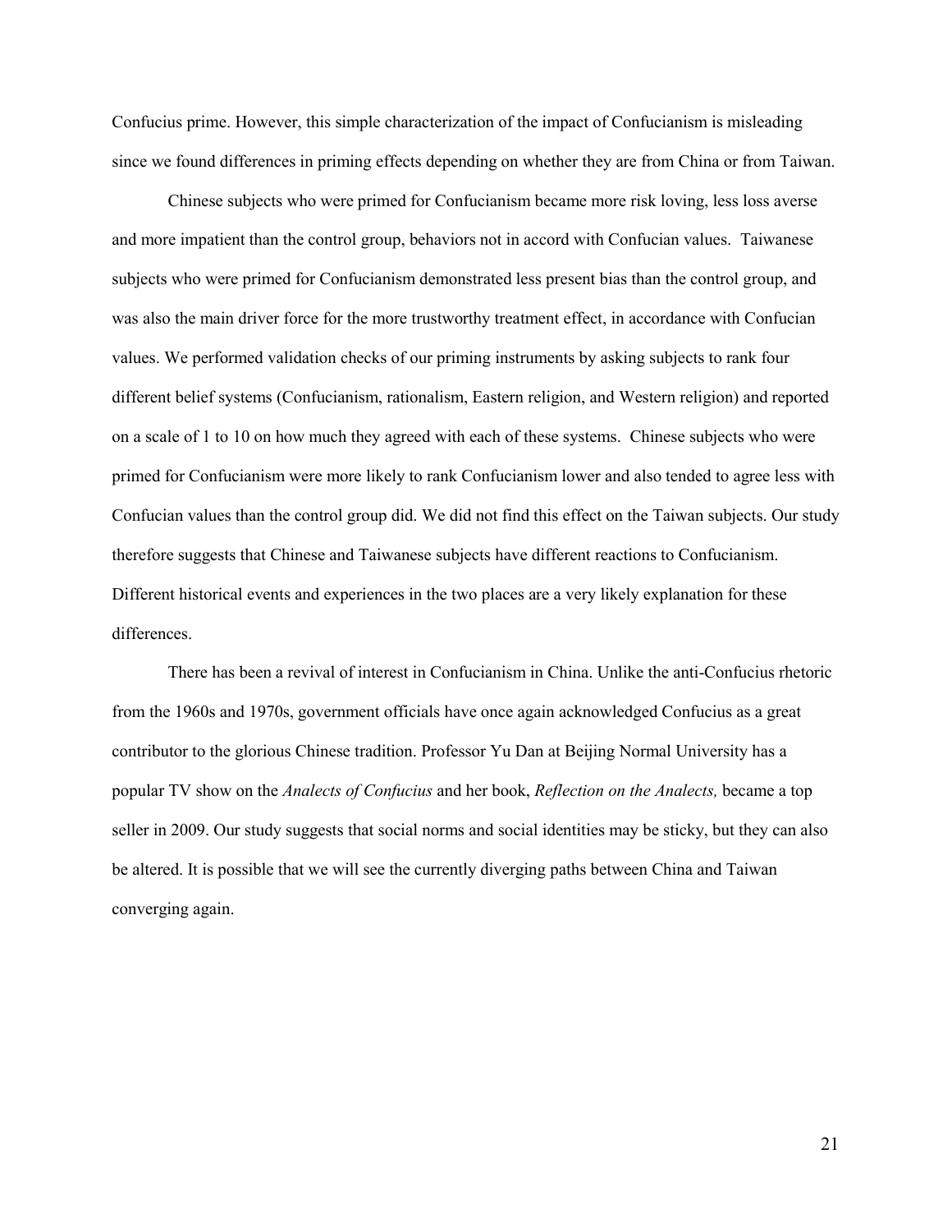Confucius prime. However, this simple characterization of the impact of Confucianism is misleading since we found differences in priming effects depending on whether they are from China or from Taiwan.

Chinese subjects who were primed for Confucianism became more risk loving, less loss averse and more impatient than the control group, behaviors not in accord with Confucian values. Taiwanese subjects who were primed for Confucianism demonstrated less present bias than the control group, and was also the main driver force for the more trustworthy treatment effect, in accordance with Confucian values. We performed validation checks of our priming instruments by asking subjects to rank four different belief systems (Confucianism, rationalism, Eastern religion, and Western religion) and reported on a scale of 1 to 10 on how much they agreed with each of these systems. Chinese subjects who were primed for Confucianism were more likely to rank Confucianism lower and also tended to agree less with Confucian values than the control group did. We did not find this effect on the Taiwan subjects. Our study therefore suggests that Chinese and Taiwanese subjects have different reactions to Confucianism. Different historical events and experiences in the two places are a very likely explanation for these differences.

There has been a revival of interest in Confucianism in China. Unlike the anti-Confucius rhetoric from the 1960s and 1970s, government officials have once again acknowledged Confucius as a great contributor to the glorious Chinese tradition. Professor Yu Dan at Beijing Normal University has a popular TV show on the *Analects of Confucius* and her book, *Reflection on the Analects,* became a top seller in 2009. Our study suggests that social norms and social identities may be sticky, but they can also be altered. It is possible that we will see the currently diverging paths between China and Taiwan converging again.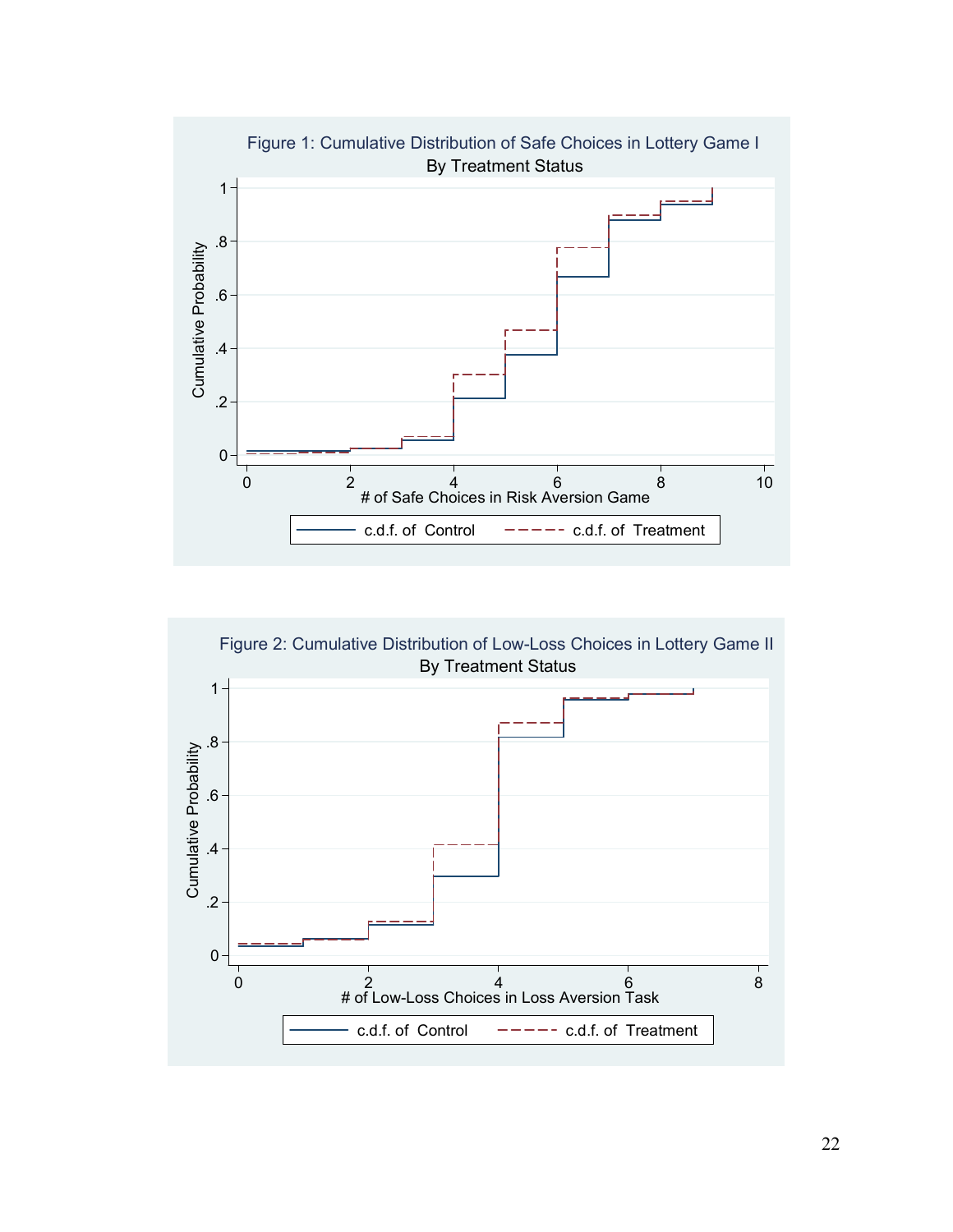Figure 1: Cumulative Distribution of Safe Choices in Lottery Game I
By Treatment Status

Figure 2: Cumulative Distribution of Low-Loss Choices in Lottery Game II
By Treatment Status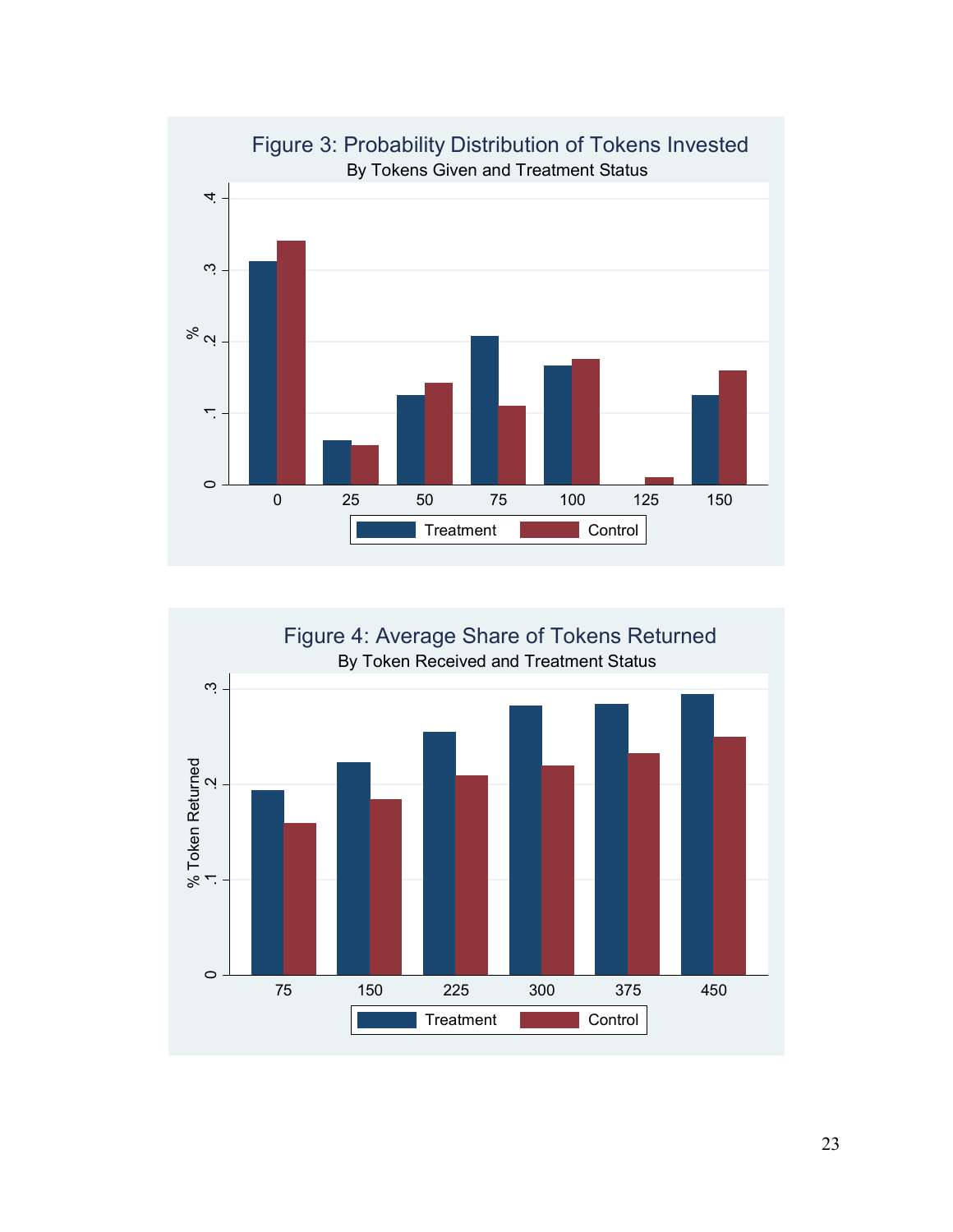Figure 3: Probability Distribution of Tokens Invested

By Tokens Given and Treatment Status

Figure 4: Average Share of Tokens Returned

By Token Received and Treatment Status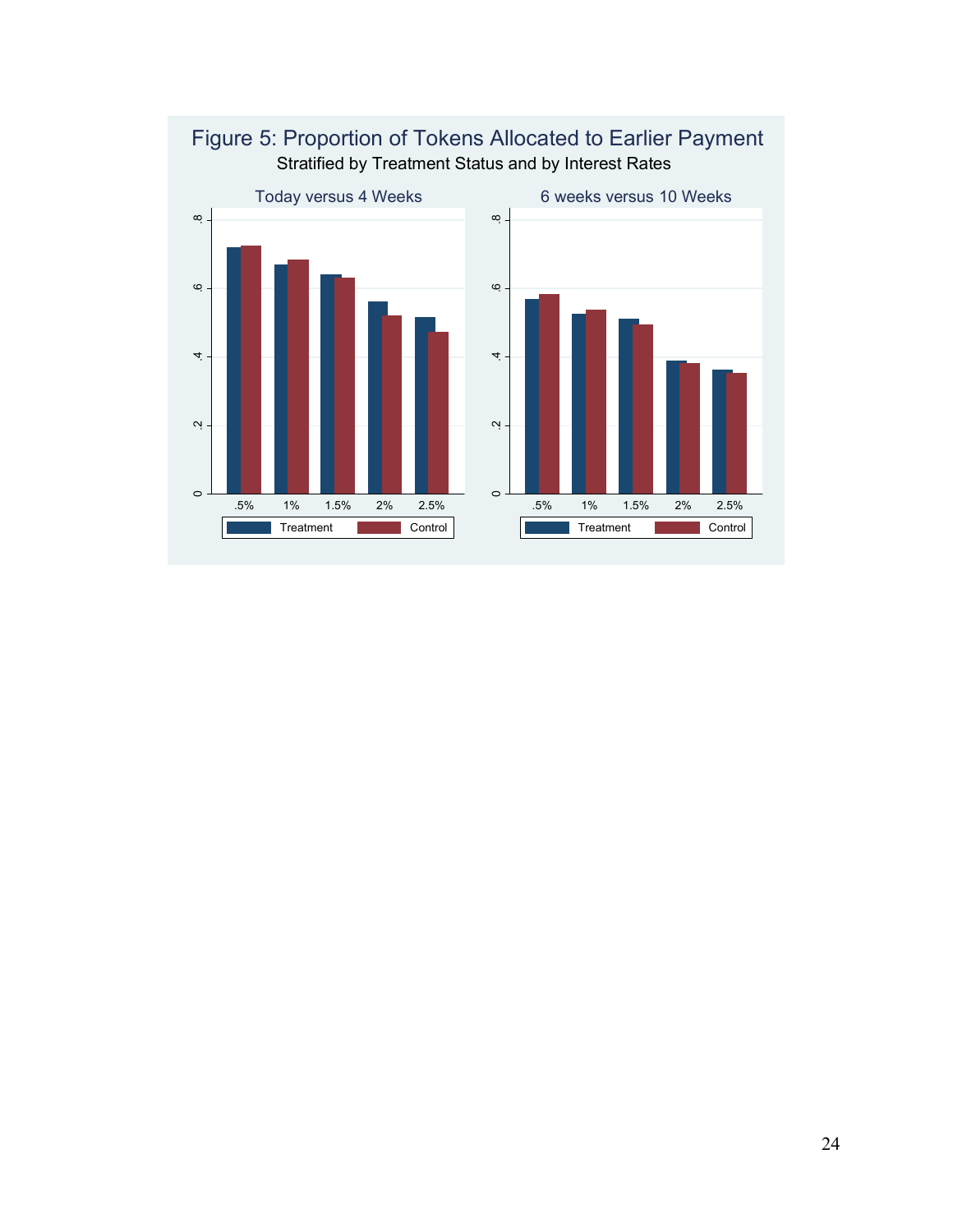## Figure 5: Proportion of Tokens Allocated to Earlier Payment

Stratified by Treatment Status and by Interest Rates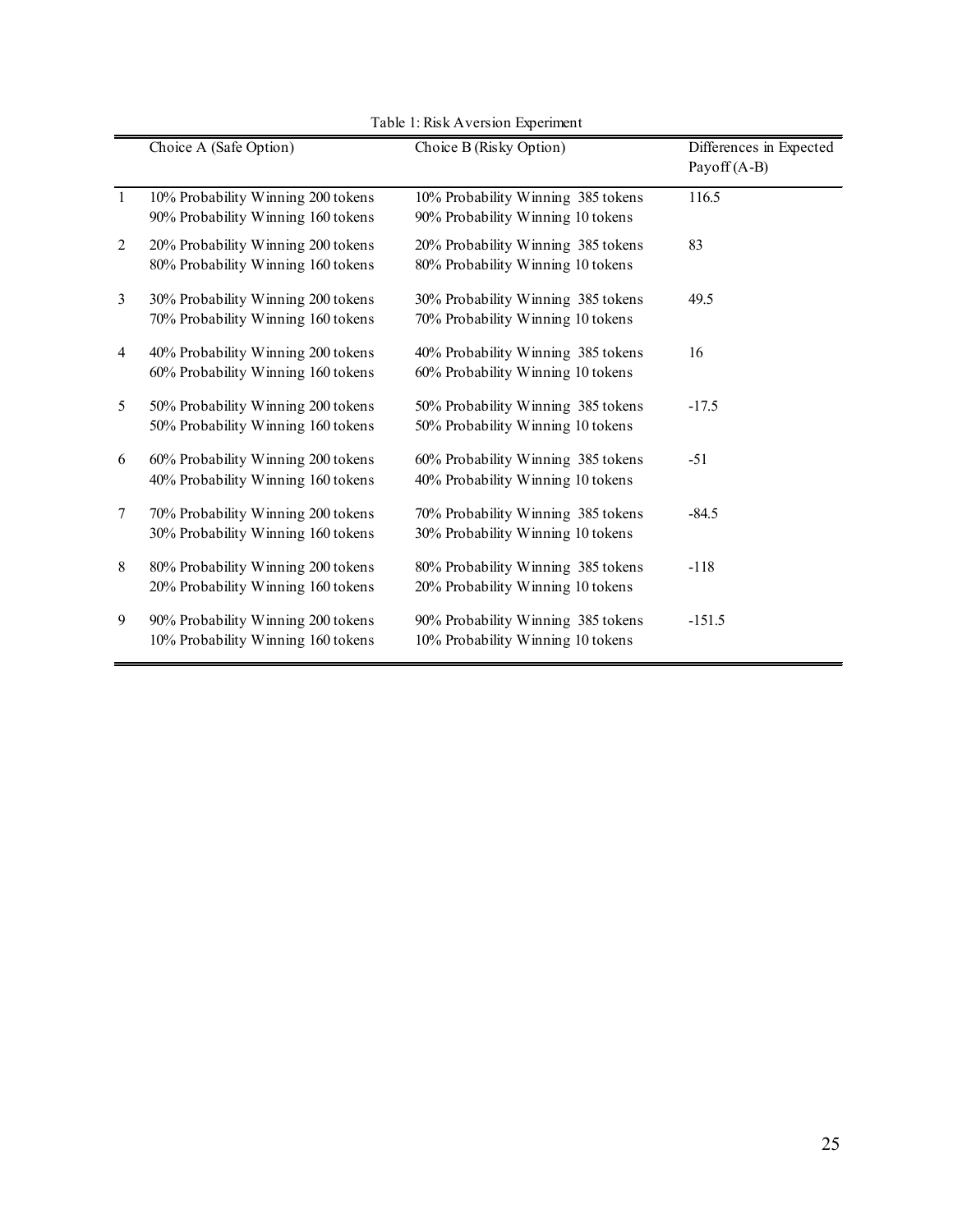Table 1: Risk Aversion Experiment

| | Choice A (Safe Option) | Choice B (Risky Option) | Differences in Expected Payoff (A-B) |
|---|---|---|---|
| 1 | 10% Probability Winning 200 tokens<br>90% Probability Winning 160 tokens | 10% Probability Winning 385 tokens<br>90% Probability Winning 10 tokens | 116.5 |
| 2 | 20% Probability Winning 200 tokens<br>80% Probability Winning 160 tokens | 20% Probability Winning 385 tokens<br>80% Probability Winning 10 tokens | 83 |
| 3 | 30% Probability Winning 200 tokens<br>70% Probability Winning 160 tokens | 30% Probability Winning 385 tokens<br>70% Probability Winning 10 tokens | 49.5 |
| 4 | 40% Probability Winning 200 tokens<br>60% Probability Winning 160 tokens | 40% Probability Winning 385 tokens<br>60% Probability Winning 10 tokens | 16 |
| 5 | 50% Probability Winning 200 tokens<br>50% Probability Winning 160 tokens | 50% Probability Winning 385 tokens<br>50% Probability Winning 10 tokens | -17.5 |
| 6 | 60% Probability Winning 200 tokens<br>40% Probability Winning 160 tokens | 60% Probability Winning 385 tokens<br>40% Probability Winning 10 tokens | -51 |
| 7 | 70% Probability Winning 200 tokens<br>30% Probability Winning 160 tokens | 70% Probability Winning 385 tokens<br>30% Probability Winning 10 tokens | -84.5 |
| 8 | 80% Probability Winning 200 tokens<br>20% Probability Winning 160 tokens | 80% Probability Winning 385 tokens<br>20% Probability Winning 10 tokens | -118 |
| 9 | 90% Probability Winning 200 tokens<br>10% Probability Winning 160 tokens | 90% Probability Winning 385 tokens<br>10% Probability Winning 10 tokens | -151.5 |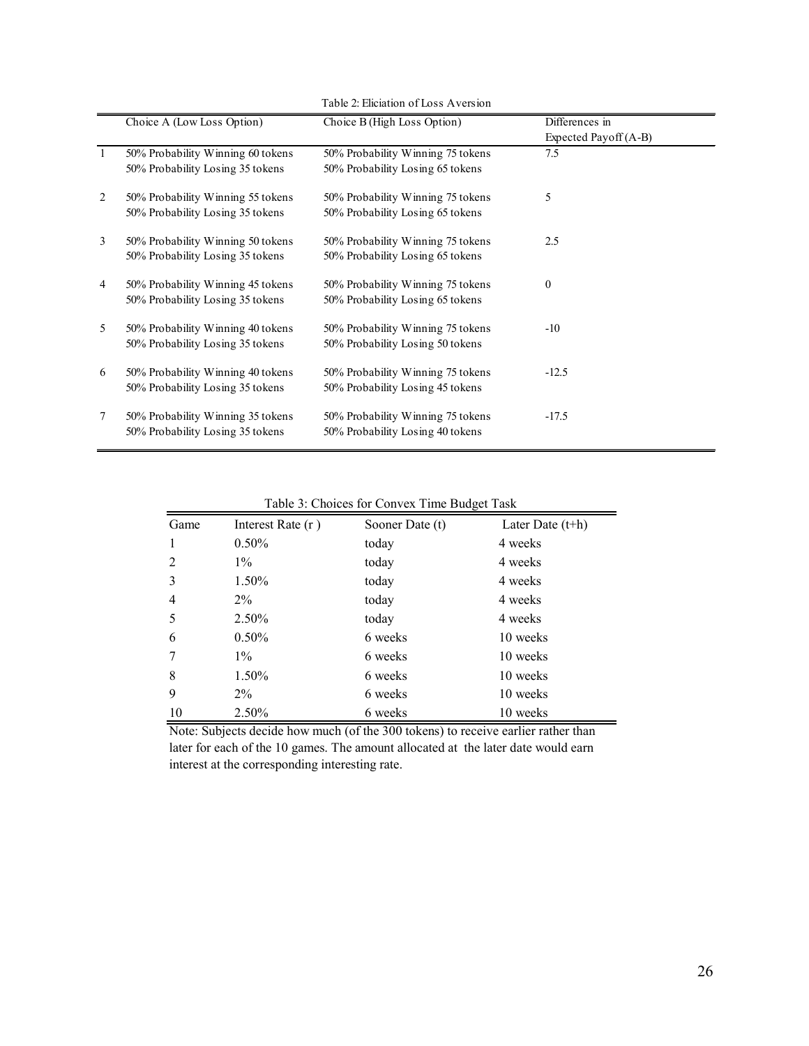Table 2: Eliciation of Loss Aversion

| | Choice A (Low Loss Option) | Choice B (High Loss Option) | Differences in Expected Payoff (A-B) |
|---|---|---|---|
| 1 | 50% Probability Winning 60 tokens<br>50% Probability Losing 35 tokens | 50% Probability Winning 75 tokens<br>50% Probability Losing 65 tokens | 7.5 |
| 2 | 50% Probability Winning 55 tokens<br>50% Probability Losing 35 tokens | 50% Probability Winning 75 tokens<br>50% Probability Losing 65 tokens | 5 |
| 3 | 50% Probability Winning 50 tokens<br>50% Probability Losing 35 tokens | 50% Probability Winning 75 tokens<br>50% Probability Losing 65 tokens | 2.5 |
| 4 | 50% Probability Winning 45 tokens<br>50% Probability Losing 35 tokens | 50% Probability Winning 75 tokens<br>50% Probability Losing 65 tokens | 0 |
| 5 | 50% Probability Winning 40 tokens<br>50% Probability Losing 35 tokens | 50% Probability Winning 75 tokens<br>50% Probability Losing 50 tokens | -10 |
| 6 | 50% Probability Winning 40 tokens<br>50% Probability Losing 35 tokens | 50% Probability Winning 75 tokens<br>50% Probability Losing 45 tokens | -12.5 |
| 7 | 50% Probability Winning 35 tokens<br>50% Probability Losing 35 tokens | 50% Probability Winning 75 tokens<br>50% Probability Losing 40 tokens | -17.5 |

Table 3: Choices for Convex Time Budget Task

| Game | Interest Rate (r ) | Sooner Date (t) | Later Date (t+h) |
|---|---|---|---|
| 1 | 0.50% | today | 4 weeks |
| 2 | 1% | today | 4 weeks |
| 3 | 1.50% | today | 4 weeks |
| 4 | 2% | today | 4 weeks |
| 5 | 2.50% | today | 4 weeks |
| 6 | 0.50% | 6 weeks | 10 weeks |
| 7 | 1% | 6 weeks | 10 weeks |
| 8 | 1.50% | 6 weeks | 10 weeks |
| 9 | 2% | 6 weeks | 10 weeks |
| 10 | 2.50% | 6 weeks | 10 weeks |

Note: Subjects decide how much (of the 300 tokens) to receive earlier rather than later for each of the 10 games. The amount allocated at the later date would earn interest at the corresponding interesting rate.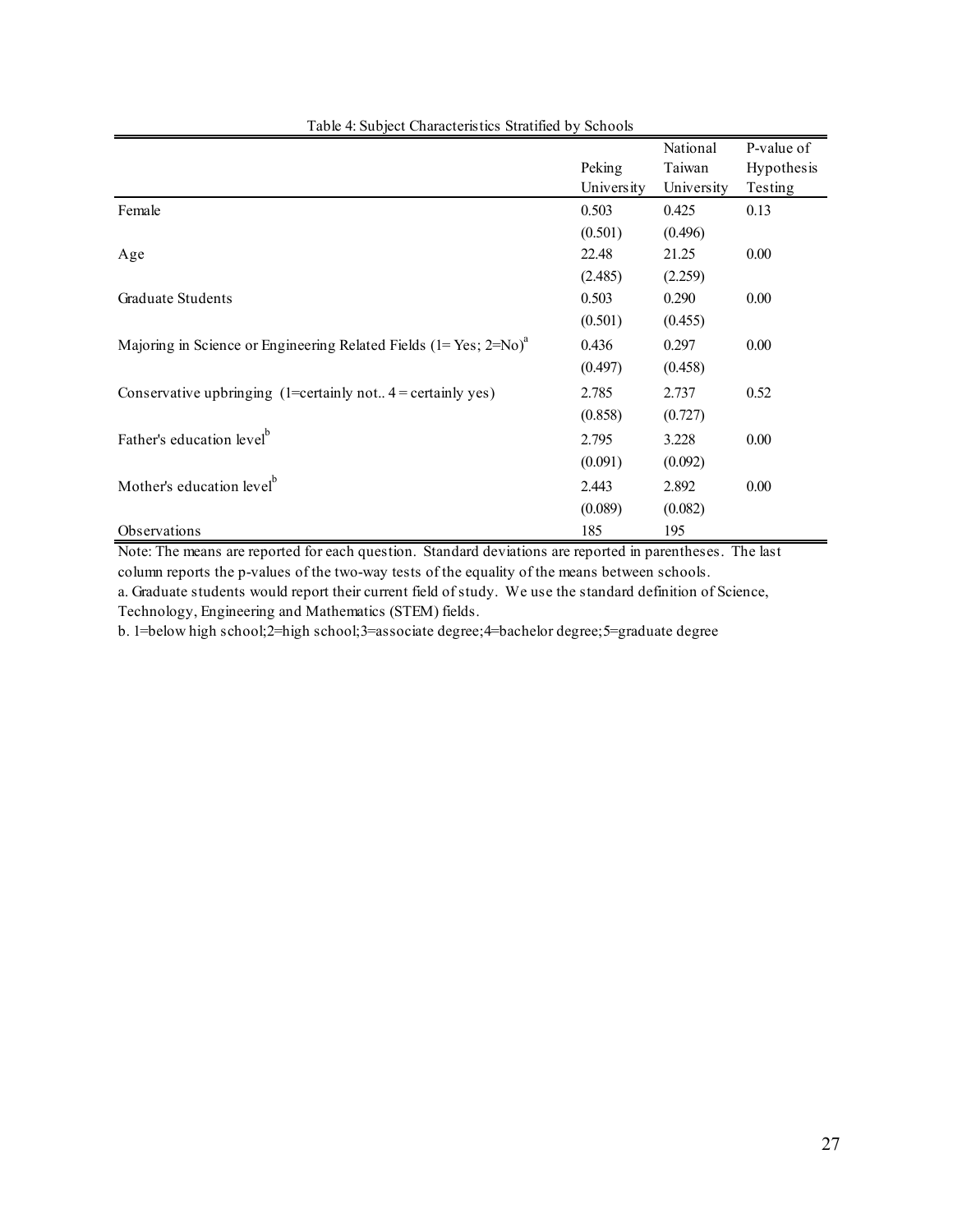Table 4: Subject Characteristics Stratified by Schools

| | Peking University | National Taiwan University | P-value of Hypothesis Testing |
|---|---|---|---|
| Female | 0.503 | 0.425 | 0.13 |
| | (0.501) | (0.496) | |
| Age | 22.48 | 21.25 | 0.00 |
| | (2.485) | (2.259) | |
| Graduate Students | 0.503 | 0.290 | 0.00 |
| | (0.501) | (0.455) | |
| Majoring in Science or Engineering Related Fields (1= Yes; 2=No)[a] | 0.436 | 0.297 | 0.00 |
| | (0.497) | (0.458) | |
| Conservative upbringing (1=certainly not.. 4 = certainly yes) | 2.785 | 2.737 | 0.52 |
| | (0.858) | (0.727) | |
| Father's education level[b] | 2.795 | 3.228 | 0.00 |
| | (0.091) | (0.092) | |
| Mother's education level[b] | 2.443 | 2.892 | 0.00 |
| | (0.089) | (0.082) | |
| Observations | 185 | 195 | |

Note: The means are reported for each question. Standard deviations are reported in parentheses. The last column reports the p-values of the two-way tests of the equality of the means between schools.

a. Graduate students would report their current field of study. We use the standard definition of Science, Technology, Engineering and Mathematics (STEM) fields.

b. 1=below high school;2=high school;3=associate degree;4=bachelor degree;5=graduate degree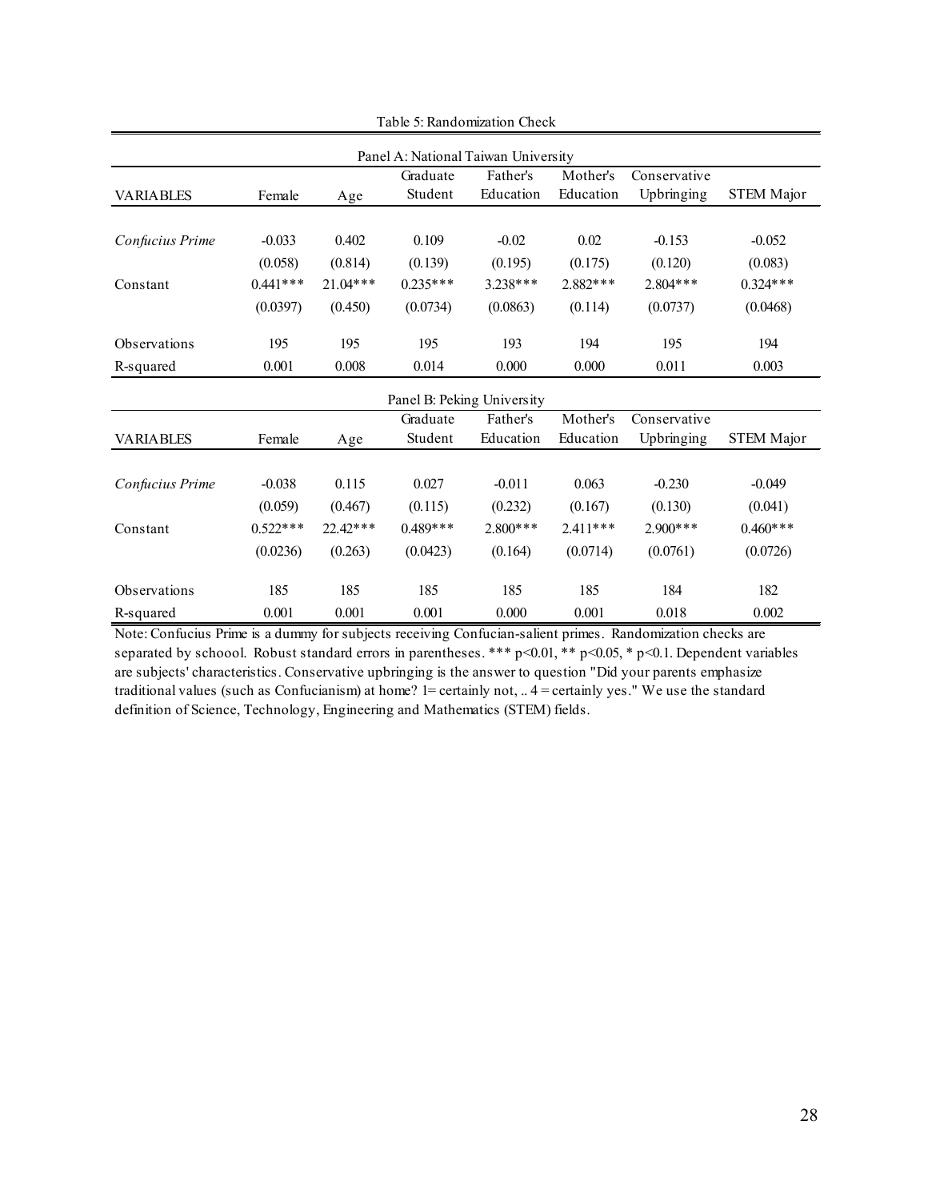Table 5: Randomization Check

Panel A: National Taiwan University

| VARIABLES | Female | Age | Graduate Student | Father's Education | Mother's Education | Conservative Upbringing | STEM Major |
|---|---|---|---|---|---|---|---|
| *Confucius Prime* | -0.033 | 0.402 | 0.109 | -0.02 | 0.02 | -0.153 | -0.052 |
| | (0.058) | (0.814) | (0.139) | (0.195) | (0.175) | (0.120) | (0.083) |
| Constant | 0.441*** | 21.04*** | 0.235*** | 3.238*** | 2.882*** | 2.804*** | 0.324*** |
| | (0.0397) | (0.450) | (0.0734) | (0.0863) | (0.114) | (0.0737) | (0.0468) |
| Observations | 195 | 195 | 195 | 193 | 194 | 195 | 194 |
| R-squared | 0.001 | 0.008 | 0.014 | 0.000 | 0.000 | 0.011 | 0.003 |

Panel B: Peking University

| VARIABLES | Female | Age | Graduate Student | Father's Education | Mother's Education | Conservative Upbringing | STEM Major |
|---|---|---|---|---|---|---|---|
| *Confucius Prime* | -0.038 | 0.115 | 0.027 | -0.011 | 0.063 | -0.230 | -0.049 |
| | (0.059) | (0.467) | (0.115) | (0.232) | (0.167) | (0.130) | (0.041) |
| Constant | 0.522*** | 22.42*** | 0.489*** | 2.800*** | 2.411*** | 2.900*** | 0.460*** |
| | (0.0236) | (0.263) | (0.0423) | (0.164) | (0.0714) | (0.0761) | (0.0726) |
| Observations | 185 | 185 | 185 | 185 | 185 | 184 | 182 |
| R-squared | 0.001 | 0.001 | 0.001 | 0.000 | 0.001 | 0.018 | 0.002 |

Note: Confucius Prime is a dummy for subjects receiving Confucian-salient primes. Randomization checks are separated by schoool. Robust standard errors in parentheses. *** p<0.01, ** p<0.05, * p<0.1. Dependent variables are subjects' characteristics. Conservative upbringing is the answer to question "Did your parents emphasize traditional values (such as Confucianism) at home? 1= certainly not, .. 4 = certainly yes." We use the standard definition of Science, Technology, Engineering and Mathematics (STEM) fields.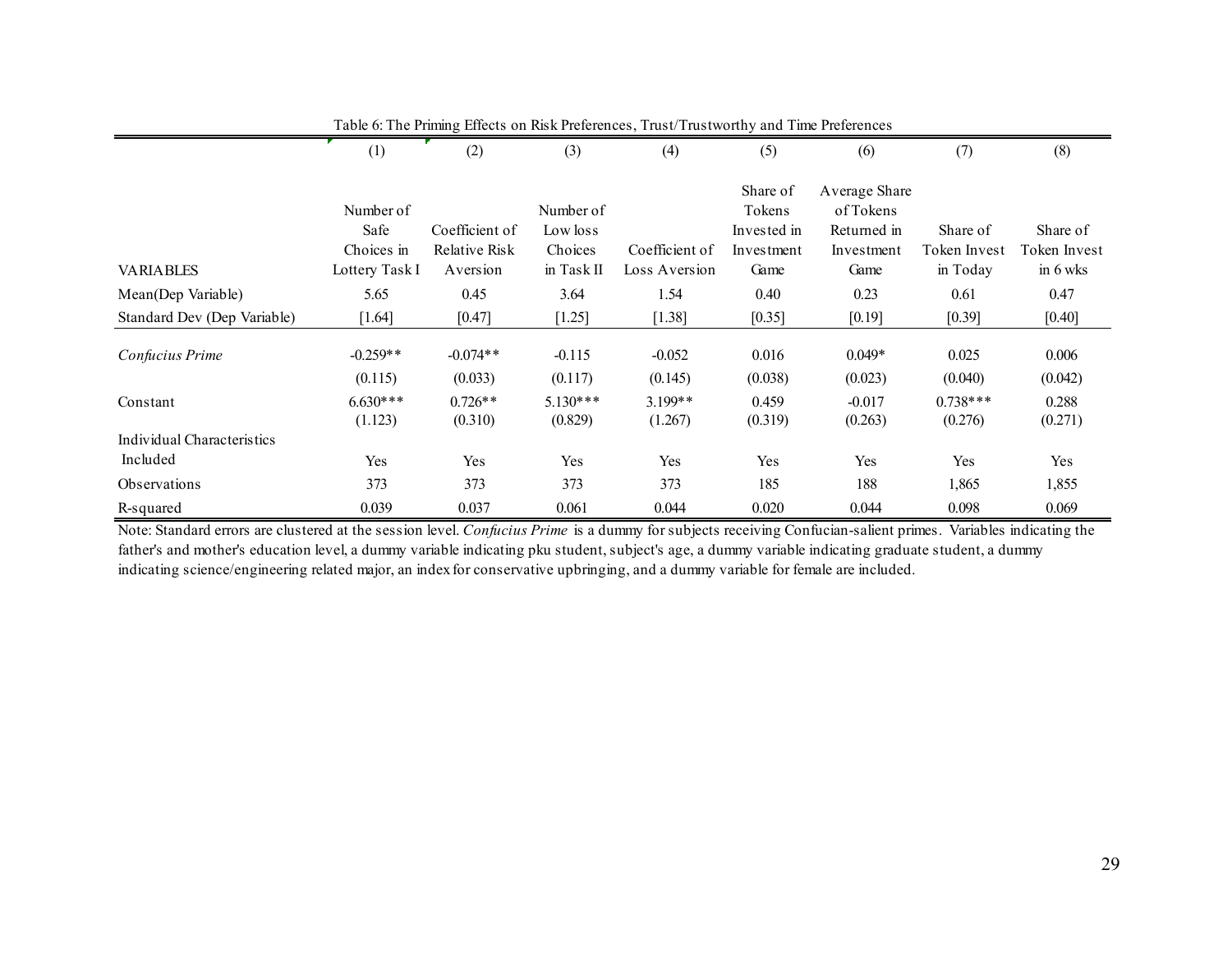Table 6: The Priming Effects on Risk Preferences, Trust/Trustworthy and Time Preferences

| VARIABLES | (1) Number of Safe Choices in Lottery Task I | (2) Coefficient of Relative Risk Aversion | (3) Number of Low loss Choices in Task II | (4) Coefficient of Loss Aversion | (5) Share of Tokens Invested in Investment Game | (6) Average Share of Tokens Returned in Investment Game | (7) Share of Token Invest in Today | (8) Share of Token Invest in 6 wks |
|---|---|---|---|---|---|---|---|---|
| Mean(Dep Variable) | 5.65 | 0.45 | 3.64 | 1.54 | 0.40 | 0.23 | 0.61 | 0.47 |
| Standard Dev (Dep Variable) | [1.64] | [0.47] | [1.25] | [1.38] | [0.35] | [0.19] | [0.39] | [0.40] |
| *Confucius Prime* | -0.259** | -0.074** | -0.115 | -0.052 | 0.016 | 0.049* | 0.025 | 0.006 |
| | (0.115) | (0.033) | (0.117) | (0.145) | (0.038) | (0.023) | (0.040) | (0.042) |
| Constant | 6.630*** | 0.726** | 5.130*** | 3.199** | 0.459 | -0.017 | 0.738*** | 0.288 |
| | (1.123) | (0.310) | (0.829) | (1.267) | (0.319) | (0.263) | (0.276) | (0.271) |
| Individual Characteristics Included | Yes | Yes | Yes | Yes | Yes | Yes | Yes | Yes |
| Observations | 373 | 373 | 373 | 373 | 185 | 188 | 1,865 | 1,855 |
| R-squared | 0.039 | 0.037 | 0.061 | 0.044 | 0.020 | 0.044 | 0.098 | 0.069 |

Note: Standard errors are clustered at the session level. *Confucius Prime* is a dummy for subjects receiving Confucian-salient primes. Variables indicating the father's and mother's education level, a dummy variable indicating pku student, subject's age, a dummy variable indicating graduate student, a dummy indicating science/engineering related major, an index for conservative upbringing, and a dummy variable for female are included.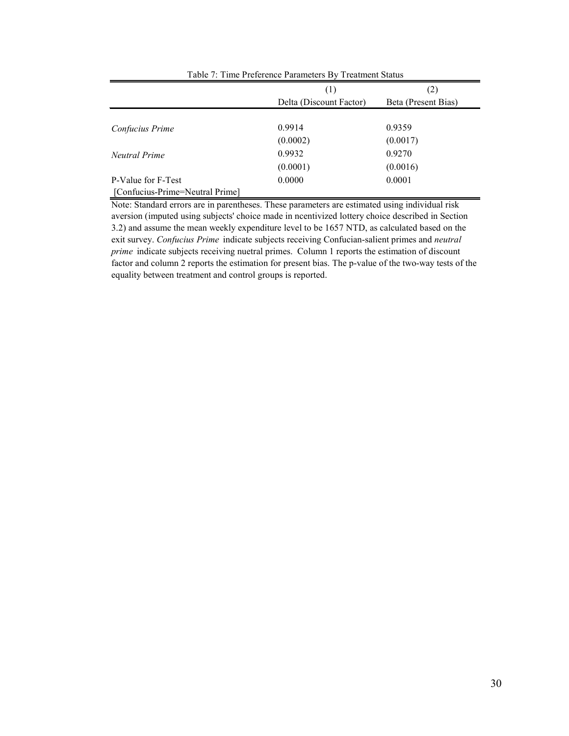Table 7: Time Preference Parameters By Treatment Status

| | (1) | (2) |
|---|---|---|
| | Delta (Discount Factor) | Beta (Present Bias) |
| *Confucius Prime* | 0.9914 | 0.9359 |
| | (0.0002) | (0.0017) |
| *Neutral Prime* | 0.9932 | 0.9270 |
| | (0.0001) | (0.0016) |
| P-Value for F-Test [Confucius-Prime=Neutral Prime] | 0.0000 | 0.0001 |

Note: Standard errors are in parentheses. These parameters are estimated using individual risk aversion (imputed using subjects' choice made in ncentivized lottery choice described in Section 3.2) and assume the mean weekly expenditure level to be 1657 NTD, as calculated based on the exit survey. *Confucius Prime* indicate subjects receiving Confucian-salient primes and *neutral prime* indicate subjects receiving nuetral primes. Column 1 reports the estimation of discount factor and column 2 reports the estimation for present bias. The p-value of the two-way tests of the equality between treatment and control groups is reported.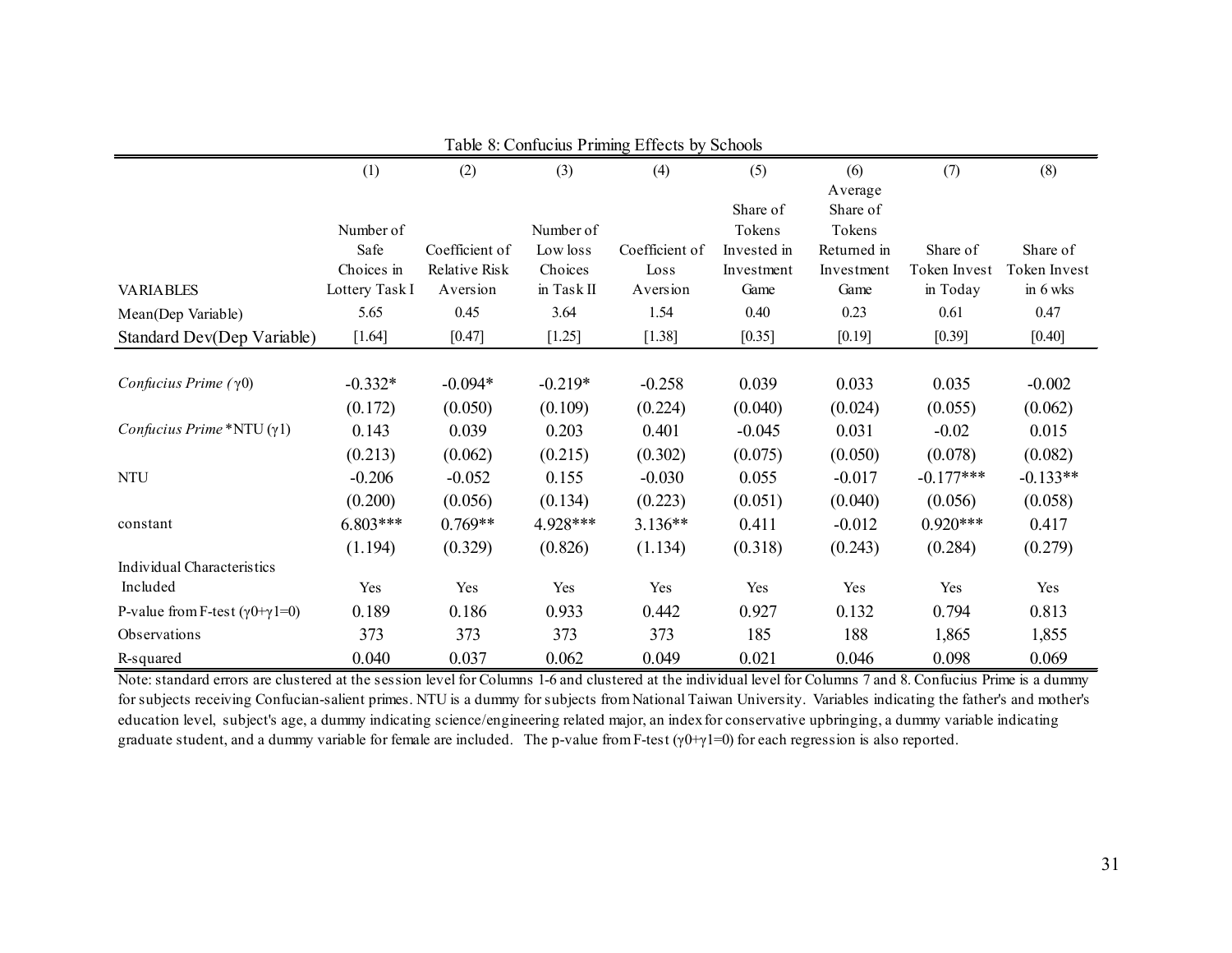Table 8: Confucius Priming Effects by Schools

| VARIABLES | (1) Number of Safe Choices in Lottery Task I | (2) Coefficient of Relative Risk Aversion | (3) Number of Low loss Choices in Task II | (4) Coefficient of Loss Aversion | (5) Share of Tokens Invested in Investment Game | (6) Average Share of Tokens Returned in Investment Game | (7) Share of Token Invest in Today | (8) Share of Token Invest in 6 wks |
|---|---|---|---|---|---|---|---|---|
| Mean(Dep Variable) | 5.65 | 0.45 | 3.64 | 1.54 | 0.40 | 0.23 | 0.61 | 0.47 |
| Standard Dev(Dep Variable) | [1.64] | [0.47] | [1.25] | [1.38] | [0.35] | [0.19] | [0.39] | [0.40] |
| *Confucius Prime* ($\gamma 0$) | -0.332* | -0.094* | -0.219* | -0.258 | 0.039 | 0.033 | 0.035 | -0.002 |
| | (0.172) | (0.050) | (0.109) | (0.224) | (0.040) | (0.024) | (0.055) | (0.062) |
| *Confucius Prime* *NTU ($\gamma 1$) | 0.143 | 0.039 | 0.203 | 0.401 | -0.045 | 0.031 | -0.02 | 0.015 |
| | (0.213) | (0.062) | (0.215) | (0.302) | (0.075) | (0.050) | (0.078) | (0.082) |
| NTU | -0.206 | -0.052 | 0.155 | -0.030 | 0.055 | -0.017 | -0.177*** | -0.133** |
| | (0.200) | (0.056) | (0.134) | (0.223) | (0.051) | (0.040) | (0.056) | (0.058) |
| constant | 6.803*** | 0.769** | 4.928*** | 3.136** | 0.411 | -0.012 | 0.920*** | 0.417 |
| | (1.194) | (0.329) | (0.826) | (1.134) | (0.318) | (0.243) | (0.284) | (0.279) |
| Individual Characteristics Included | Yes | Yes | Yes | Yes | Yes | Yes | Yes | Yes |
| P-value from F-test ($\gamma 0+\gamma 1=0$) | 0.189 | 0.186 | 0.933 | 0.442 | 0.927 | 0.132 | 0.794 | 0.813 |
| Observations | 373 | 373 | 373 | 373 | 185 | 188 | 1,865 | 1,855 |
| R-squared | 0.040 | 0.037 | 0.062 | 0.049 | 0.021 | 0.046 | 0.098 | 0.069 |

Note: standard errors are clustered at the session level for Columns 1-6 and clustered at the individual level for Columns 7 and 8. Confucius Prime is a dummy for subjects receiving Confucian-salient primes. NTU is a dummy for subjects from National Taiwan University. Variables indicating the father's and mother's education level, subject's age, a dummy indicating science/engineering related major, an index for conservative upbringing, a dummy variable indicating graduate student, and a dummy variable for female are included. The p-value from F-test ($\gamma 0+\gamma 1=0$) for each regression is also reported.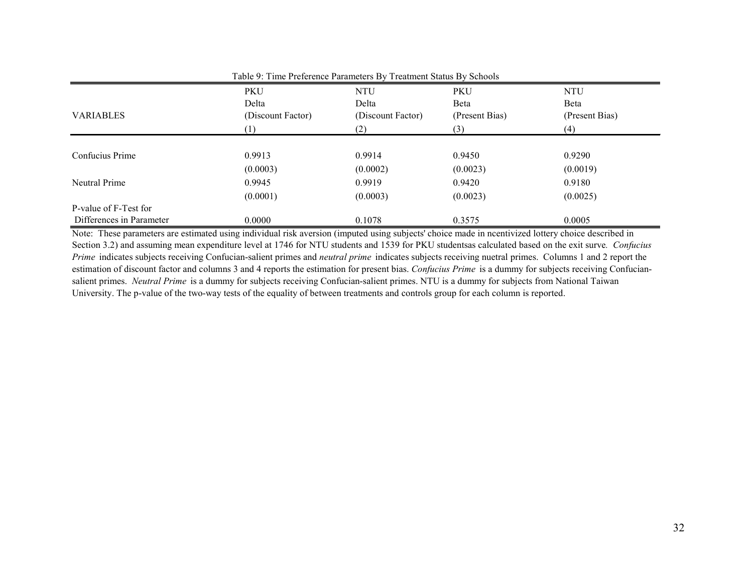Table 9: Time Preference Parameters By Treatment Status By Schools

| VARIABLES | PKU<br>Delta<br>(Discount Factor)<br>(1) | NTU<br>Delta<br>(Discount Factor)<br>(2) | PKU<br>Beta<br>(Present Bias)<br>(3) | NTU<br>Beta<br>(Present Bias)<br>(4) |
|---|---|---|---|---|
| Confucius Prime | 0.9913 | 0.9914 | 0.9450 | 0.9290 |
| | (0.0003) | (0.0002) | (0.0023) | (0.0019) |
| Neutral Prime | 0.9945 | 0.9919 | 0.9420 | 0.9180 |
| | (0.0001) | (0.0003) | (0.0023) | (0.0025) |
| P-value of F-Test for Differences in Parameter | 0.0000 | 0.1078 | 0.3575 | 0.0005 |

Note: These parameters are estimated using individual risk aversion (imputed using subjects' choice made in ncentivized lottery choice described in Section 3.2) and assuming mean expenditure level at 1746 for NTU students and 1539 for PKU studentsas calculated based on the exit surve. *Confucius Prime* indicates subjects receiving Confucian-salient primes and *neutral prime* indicates subjects receiving nuetral primes. Columns 1 and 2 report the estimation of discount factor and columns 3 and 4 reports the estimation for present bias. *Confucius Prime* is a dummy for subjects receiving Confucian-salient primes. *Neutral Prime* is a dummy for subjects receiving Confucian-salient primes. NTU is a dummy for subjects from National Taiwan University. The p-value of the two-way tests of the equality of between treatments and controls group for each column is reported.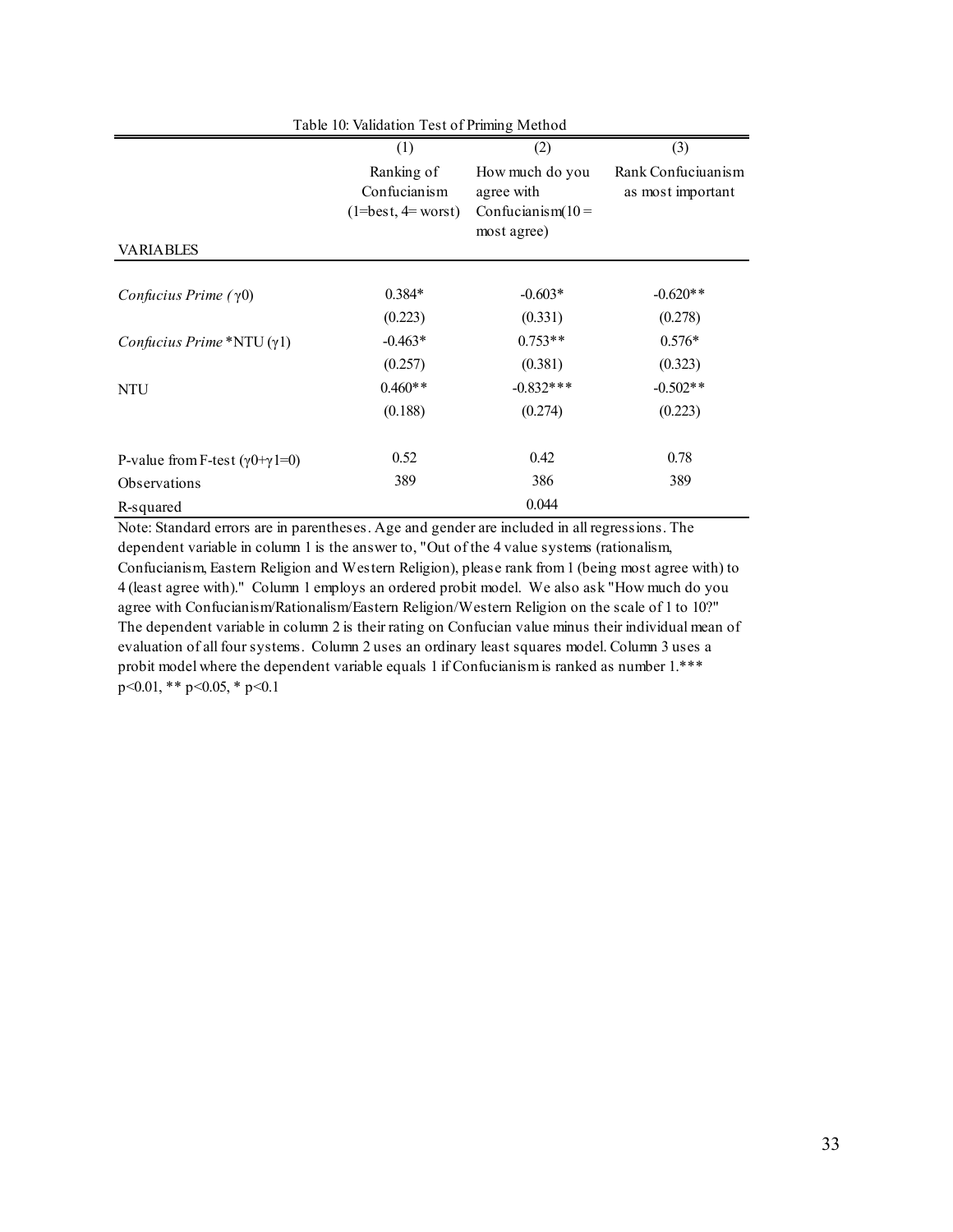Table 10: Validation Test of Priming Method

| VARIABLES | (1)<br>Ranking of Confucianism (1=best, 4= worst) | (2)<br>How much do you agree with Confucianism(10 = most agree) | (3)<br>Rank Confuciuanism as most important |
|---|---|---|---|
| *Confucius Prime* ($\gamma 0$) | 0.384* | -0.603* | -0.620** |
| | (0.223) | (0.331) | (0.278) |
| *Confucius Prime* *NTU ($\gamma 1$) | -0.463* | 0.753** | 0.576* |
| | (0.257) | (0.381) | (0.323) |
| NTU | 0.460** | -0.832*** | -0.502** |
| | (0.188) | (0.274) | (0.223) |
| P-value from F-test ($\gamma 0+\gamma 1=0$) | 0.52 | 0.42 | 0.78 |
| Observations | 389 | 386 | 389 |
| R-squared | | 0.044 | |

Note: Standard errors are in parentheses. Age and gender are included in all regressions. The dependent variable in column 1 is the answer to, "Out of the 4 value systems (rationalism, Confucianism, Eastern Religion and Western Religion), please rank from 1 (being most agree with) to 4 (least agree with)." Column 1 employs an ordered probit model. We also ask "How much do you agree with Confucianism/Rationalism/Eastern Religion/Western Religion on the scale of 1 to 10?" The dependent variable in column 2 is their rating on Confucian value minus their individual mean of evaluation of all four systems. Column 2 uses an ordinary least squares model. Column 3 uses a probit model where the dependent variable equals 1 if Confucianism is ranked as number 1.*** p<0.01, ** p<0.05, * p<0.1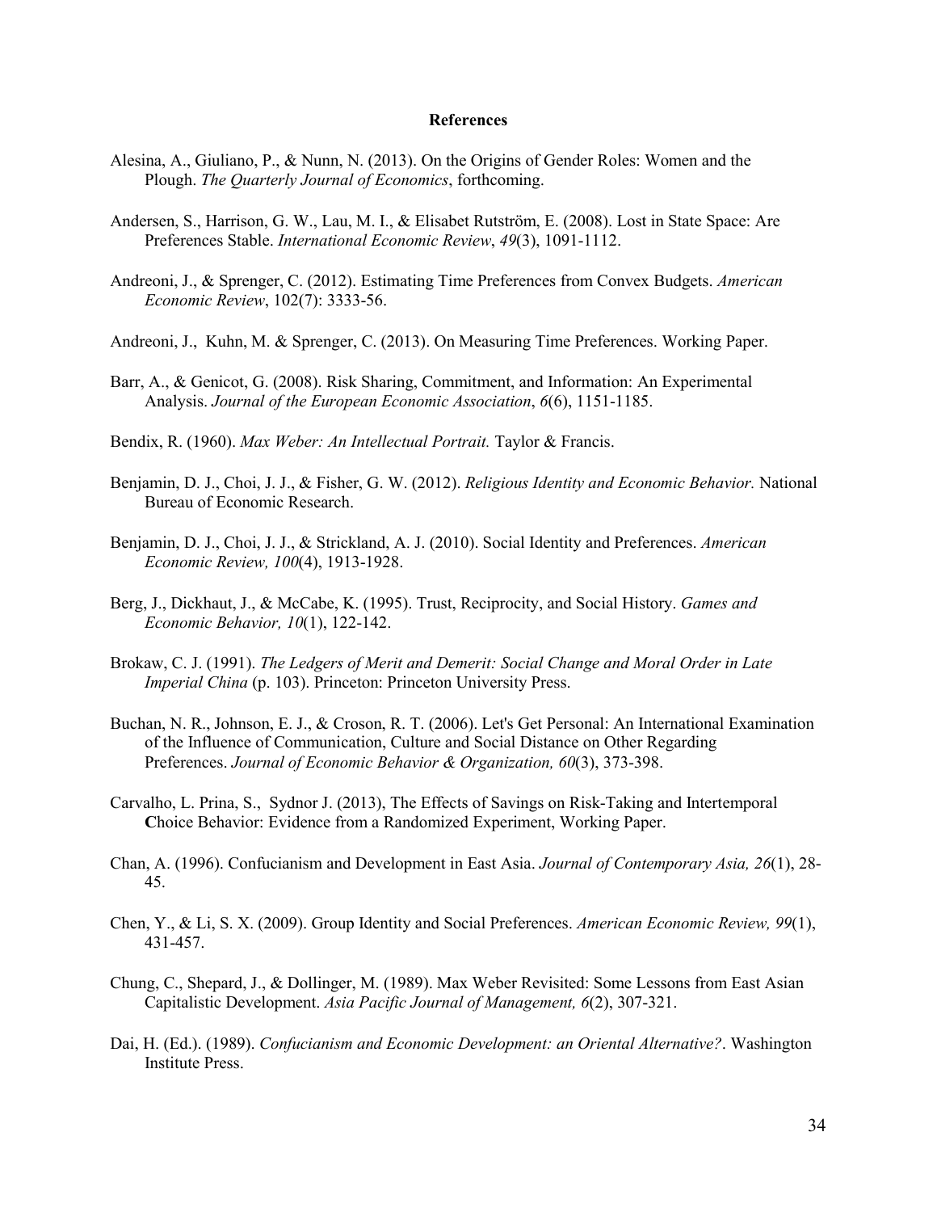## References

Alesina, A., Giuliano, P., & Nunn, N. (2013). On the Origins of Gender Roles: Women and the Plough. *The Quarterly Journal of Economics*, forthcoming.

Andersen, S., Harrison, G. W., Lau, M. I., & Elisabet Rutström, E. (2008). Lost in State Space: Are Preferences Stable. *International Economic Review*, *49*(3), 1091-1112.

Andreoni, J., & Sprenger, C. (2012). Estimating Time Preferences from Convex Budgets. *American Economic Review*, 102(7): 3333-56.

Andreoni, J., Kuhn, M. & Sprenger, C. (2013). On Measuring Time Preferences. Working Paper.

Barr, A., & Genicot, G. (2008). Risk Sharing, Commitment, and Information: An Experimental Analysis. *Journal of the European Economic Association*, *6*(6), 1151-1185.

Bendix, R. (1960). *Max Weber: An Intellectual Portrait.* Taylor & Francis.

Benjamin, D. J., Choi, J. J., & Fisher, G. W. (2012). *Religious Identity and Economic Behavior.* National Bureau of Economic Research.

Benjamin, D. J., Choi, J. J., & Strickland, A. J. (2010). Social Identity and Preferences. *American Economic Review, 100*(4), 1913-1928.

Berg, J., Dickhaut, J., & McCabe, K. (1995). Trust, Reciprocity, and Social History. *Games and Economic Behavior, 10*(1), 122-142.

Brokaw, C. J. (1991). *The Ledgers of Merit and Demerit: Social Change and Moral Order in Late Imperial China* (p. 103). Princeton: Princeton University Press.

Buchan, N. R., Johnson, E. J., & Croson, R. T. (2006). Let's Get Personal: An International Examination of the Influence of Communication, Culture and Social Distance on Other Regarding Preferences. *Journal of Economic Behavior & Organization, 60*(3), 373-398.

Carvalho, L. Prina, S., Sydnor J. (2013), The Effects of Savings on Risk-Taking and Intertemporal **C**hoice Behavior: Evidence from a Randomized Experiment, Working Paper.

Chan, A. (1996). Confucianism and Development in East Asia. *Journal of Contemporary Asia, 26*(1), 28-45.

Chen, Y., & Li, S. X. (2009). Group Identity and Social Preferences. *American Economic Review, 99*(1), 431-457.

Chung, C., Shepard, J., & Dollinger, M. (1989). Max Weber Revisited: Some Lessons from East Asian Capitalistic Development. *Asia Pacific Journal of Management, 6*(2), 307-321.

Dai, H. (Ed.). (1989). *Confucianism and Economic Development: an Oriental Alternative?*. Washington Institute Press.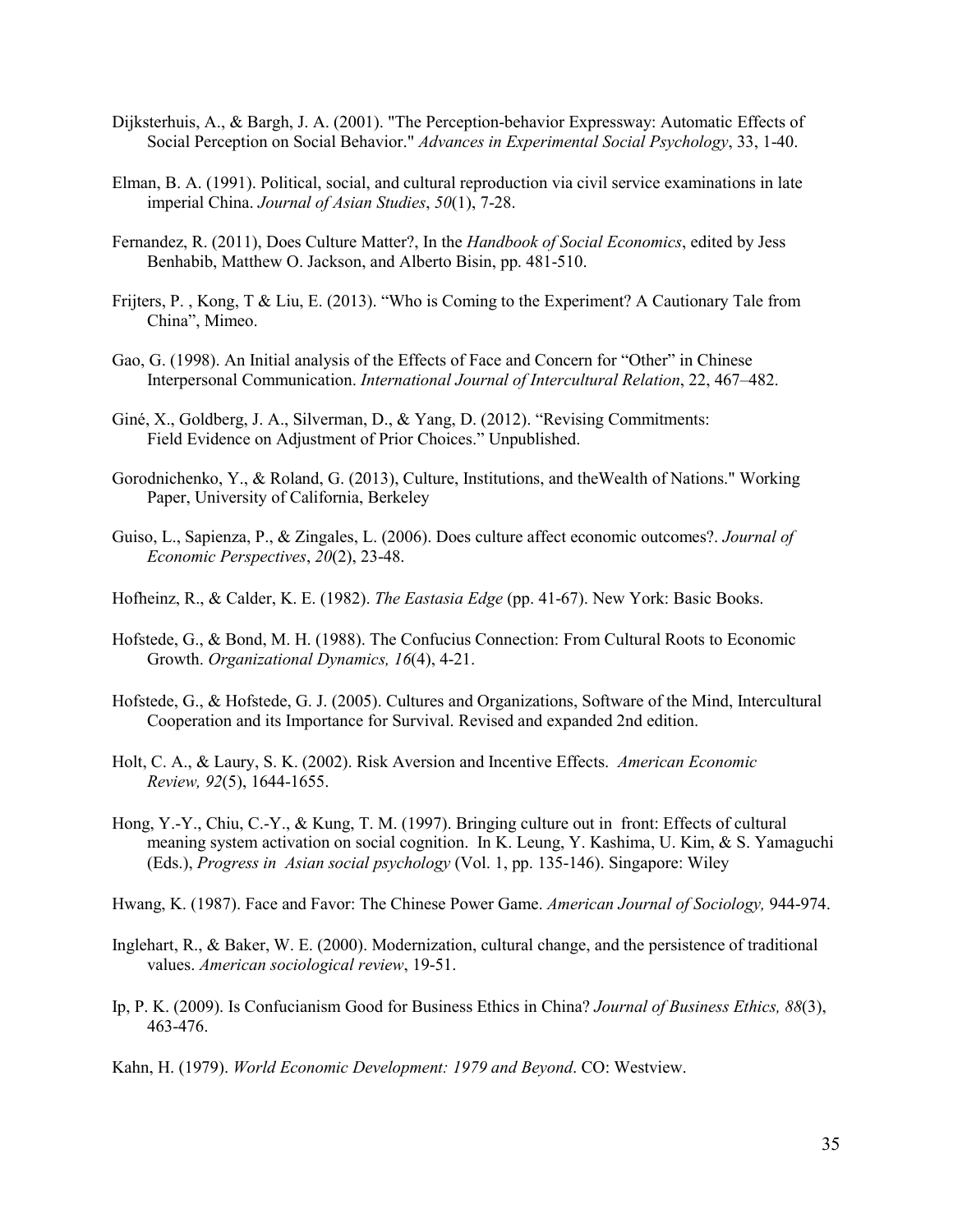Dijksterhuis, A., & Bargh, J. A. (2001). "The Perception-behavior Expressway: Automatic Effects of Social Perception on Social Behavior." *Advances in Experimental Social Psychology*, 33, 1-40.

Elman, B. A. (1991). Political, social, and cultural reproduction via civil service examinations in late imperial China. *Journal of Asian Studies*, *50*(1), 7-28.

Fernandez, R. (2011), Does Culture Matter?, In the *Handbook of Social Economics*, edited by Jess Benhabib, Matthew O. Jackson, and Alberto Bisin, pp. 481-510.

Frijters, P. , Kong, T & Liu, E. (2013). "Who is Coming to the Experiment? A Cautionary Tale from China", Mimeo.

Gao, G. (1998). An Initial analysis of the Effects of Face and Concern for "Other" in Chinese Interpersonal Communication. *International Journal of Intercultural Relation*, 22, 467–482.

Giné, X., Goldberg, J. A., Silverman, D., & Yang, D. (2012). "Revising Commitments: Field Evidence on Adjustment of Prior Choices." Unpublished.

Gorodnichenko, Y., & Roland, G. (2013), Culture, Institutions, and theWealth of Nations." Working Paper, University of California, Berkeley

Guiso, L., Sapienza, P., & Zingales, L. (2006). Does culture affect economic outcomes?. *Journal of Economic Perspectives*, *20*(2), 23-48.

Hofheinz, R., & Calder, K. E. (1982). *The Eastasia Edge* (pp. 41-67). New York: Basic Books.

Hofstede, G., & Bond, M. H. (1988). The Confucius Connection: From Cultural Roots to Economic Growth. *Organizational Dynamics, 16*(4), 4-21.

Hofstede, G., & Hofstede, G. J. (2005). Cultures and Organizations, Software of the Mind, Intercultural Cooperation and its Importance for Survival. Revised and expanded 2nd edition.

Holt, C. A., & Laury, S. K. (2002). Risk Aversion and Incentive Effects. *American Economic Review, 92*(5), 1644-1655.

Hong, Y.-Y., Chiu, C.-Y., & Kung, T. M. (1997). Bringing culture out in front: Effects of cultural meaning system activation on social cognition. In K. Leung, Y. Kashima, U. Kim, & S. Yamaguchi (Eds.), *Progress in Asian social psychology* (Vol. 1, pp. 135-146). Singapore: Wiley

Hwang, K. (1987). Face and Favor: The Chinese Power Game. *American Journal of Sociology,* 944-974.

Inglehart, R., & Baker, W. E. (2000). Modernization, cultural change, and the persistence of traditional values. *American sociological review*, 19-51.

Ip, P. K. (2009). Is Confucianism Good for Business Ethics in China? *Journal of Business Ethics, 88*(3), 463-476.

Kahn, H. (1979). *World Economic Development: 1979 and Beyond*. CO: Westview.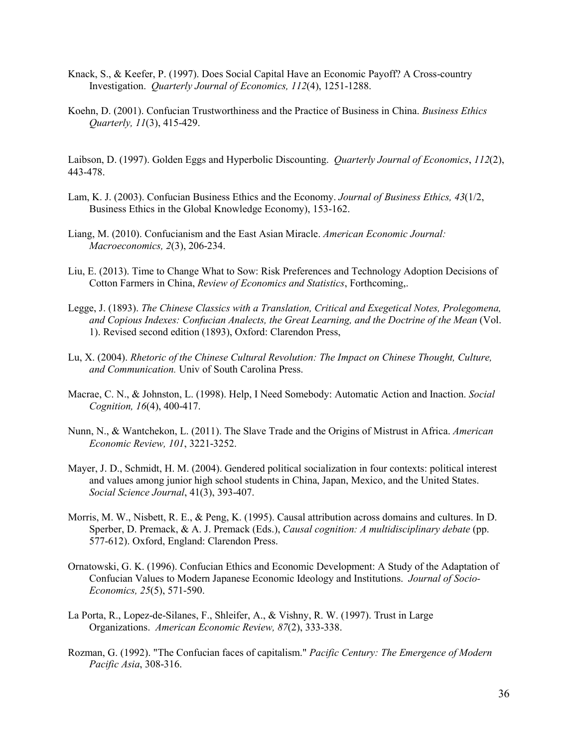Knack, S., & Keefer, P. (1997). Does Social Capital Have an Economic Payoff? A Cross-country Investigation. *Quarterly Journal of Economics, 112*(4), 1251-1288.

Koehn, D. (2001). Confucian Trustworthiness and the Practice of Business in China. *Business Ethics Quarterly, 11*(3), 415-429.

Laibson, D. (1997). Golden Eggs and Hyperbolic Discounting. *Quarterly Journal of Economics*, *112*(2), 443-478.

Lam, K. J. (2003). Confucian Business Ethics and the Economy. *Journal of Business Ethics, 43*(1/2, Business Ethics in the Global Knowledge Economy), 153-162.

Liang, M. (2010). Confucianism and the East Asian Miracle. *American Economic Journal: Macroeconomics, 2*(3), 206-234.

Liu, E. (2013). Time to Change What to Sow: Risk Preferences and Technology Adoption Decisions of Cotton Farmers in China, *Review of Economics and Statistics*, Forthcoming,.

Legge, J. (1893). *The Chinese Classics with a Translation, Critical and Exegetical Notes, Prolegomena, and Copious Indexes: Confucian Analects, the Great Learning, and the Doctrine of the Mean* (Vol. 1). Revised second edition (1893), Oxford: Clarendon Press,

Lu, X. (2004). *Rhetoric of the Chinese Cultural Revolution: The Impact on Chinese Thought, Culture, and Communication.* Univ of South Carolina Press.

Macrae, C. N., & Johnston, L. (1998). Help, I Need Somebody: Automatic Action and Inaction. *Social Cognition, 16*(4), 400-417.

Nunn, N., & Wantchekon, L. (2011). The Slave Trade and the Origins of Mistrust in Africa. *American Economic Review, 101*, 3221-3252.

Mayer, J. D., Schmidt, H. M. (2004). Gendered political socialization in four contexts: political interest and values among junior high school students in China, Japan, Mexico, and the United States. *Social Science Journal*, 41(3), 393-407.

Morris, M. W., Nisbett, R. E., & Peng, K. (1995). Causal attribution across domains and cultures. In D. Sperber, D. Premack, & A. J. Premack (Eds.), *Causal cognition: A multidisciplinary debate* (pp. 577-612). Oxford, England: Clarendon Press.

Ornatowski, G. K. (1996). Confucian Ethics and Economic Development: A Study of the Adaptation of Confucian Values to Modern Japanese Economic Ideology and Institutions. *Journal of Socio-Economics, 25*(5), 571-590.

La Porta, R., Lopez-de-Silanes, F., Shleifer, A., & Vishny, R. W. (1997). Trust in Large Organizations. *American Economic Review, 87*(2), 333-338.

Rozman, G. (1992). "The Confucian faces of capitalism." *Pacific Century: The Emergence of Modern Pacific Asia*, 308-316.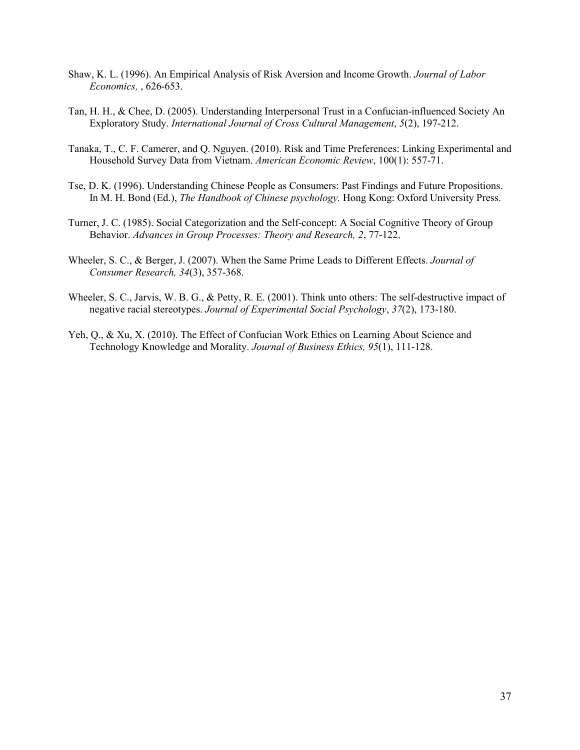Shaw, K. L. (1996). An Empirical Analysis of Risk Aversion and Income Growth. *Journal of Labor Economics,* , 626-653.

Tan, H. H., & Chee, D. (2005). Understanding Interpersonal Trust in a Confucian-influenced Society An Exploratory Study. *International Journal of Cross Cultural Management*, *5*(2), 197-212.

Tanaka, T., C. F. Camerer, and Q. Nguyen. (2010). Risk and Time Preferences: Linking Experimental and Household Survey Data from Vietnam. *American Economic Review*, 100(1): 557-71.

Tse, D. K. (1996). Understanding Chinese People as Consumers: Past Findings and Future Propositions. In M. H. Bond (Ed.), *The Handbook of Chinese psychology.* Hong Kong: Oxford University Press.

Turner, J. C. (1985). Social Categorization and the Self-concept: A Social Cognitive Theory of Group Behavior. *Advances in Group Processes: Theory and Research, 2*, 77-122.

Wheeler, S. C., & Berger, J. (2007). When the Same Prime Leads to Different Effects. *Journal of Consumer Research, 34*(3), 357-368.

Wheeler, S. C., Jarvis, W. B. G., & Petty, R. E. (2001). Think unto others: The self-destructive impact of negative racial stereotypes. *Journal of Experimental Social Psychology*, *37*(2), 173-180.

Yeh, Q., & Xu, X. (2010). The Effect of Confucian Work Ethics on Learning About Science and Technology Knowledge and Morality. *Journal of Business Ethics, 95*(1), 111-128.